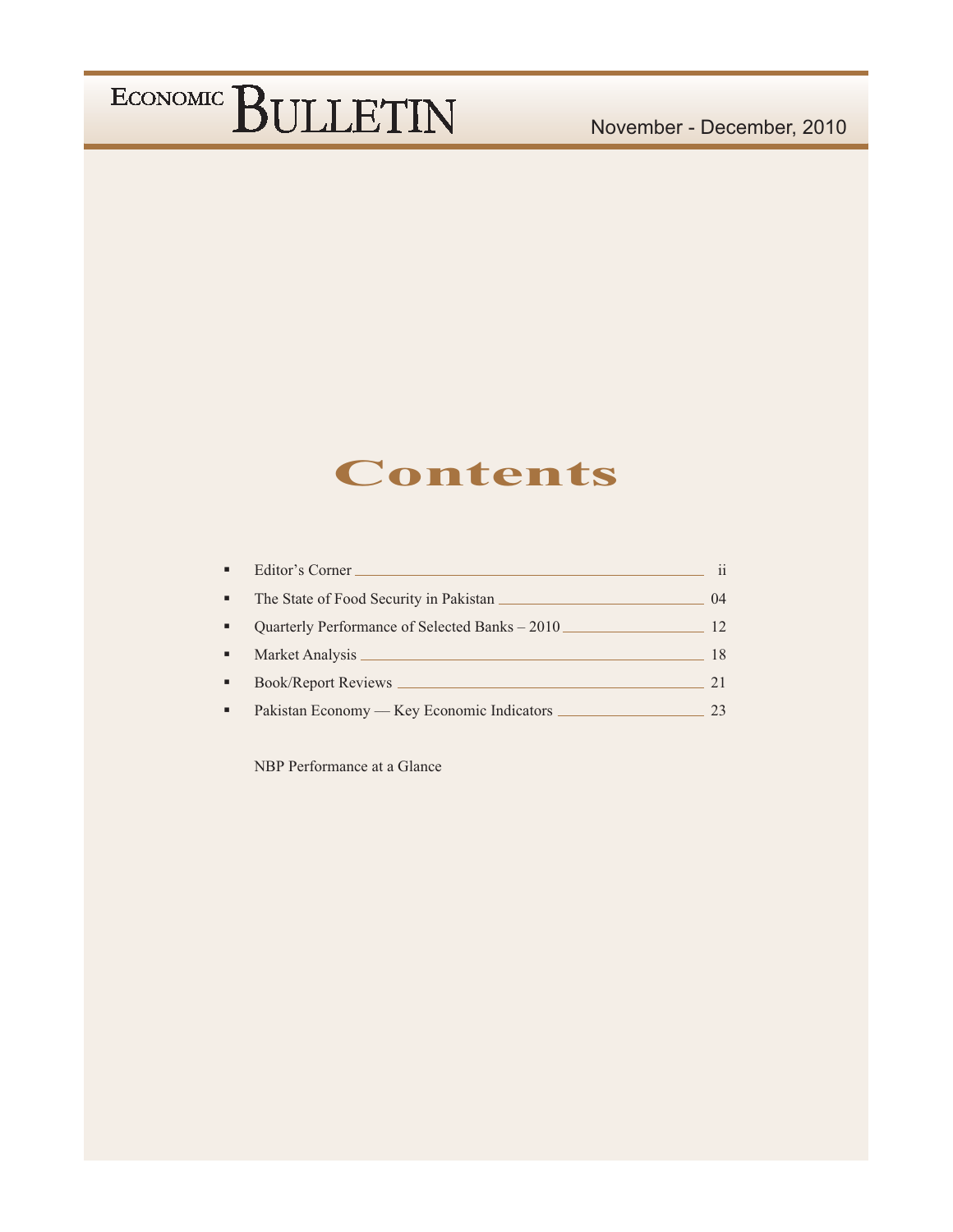ECONOMIC BULLETIN

November - December, 2010

# Contents

- Editor's Corner ii
- The State of Food Security in Pakistan 04
- Quarterly Performance of Selected Banks – 2010 12
- Market Analysis 18
- Book/Report Reviews 21
- Pakistan Economy — Key Economic Indicators 23

NBP Performance at a Glance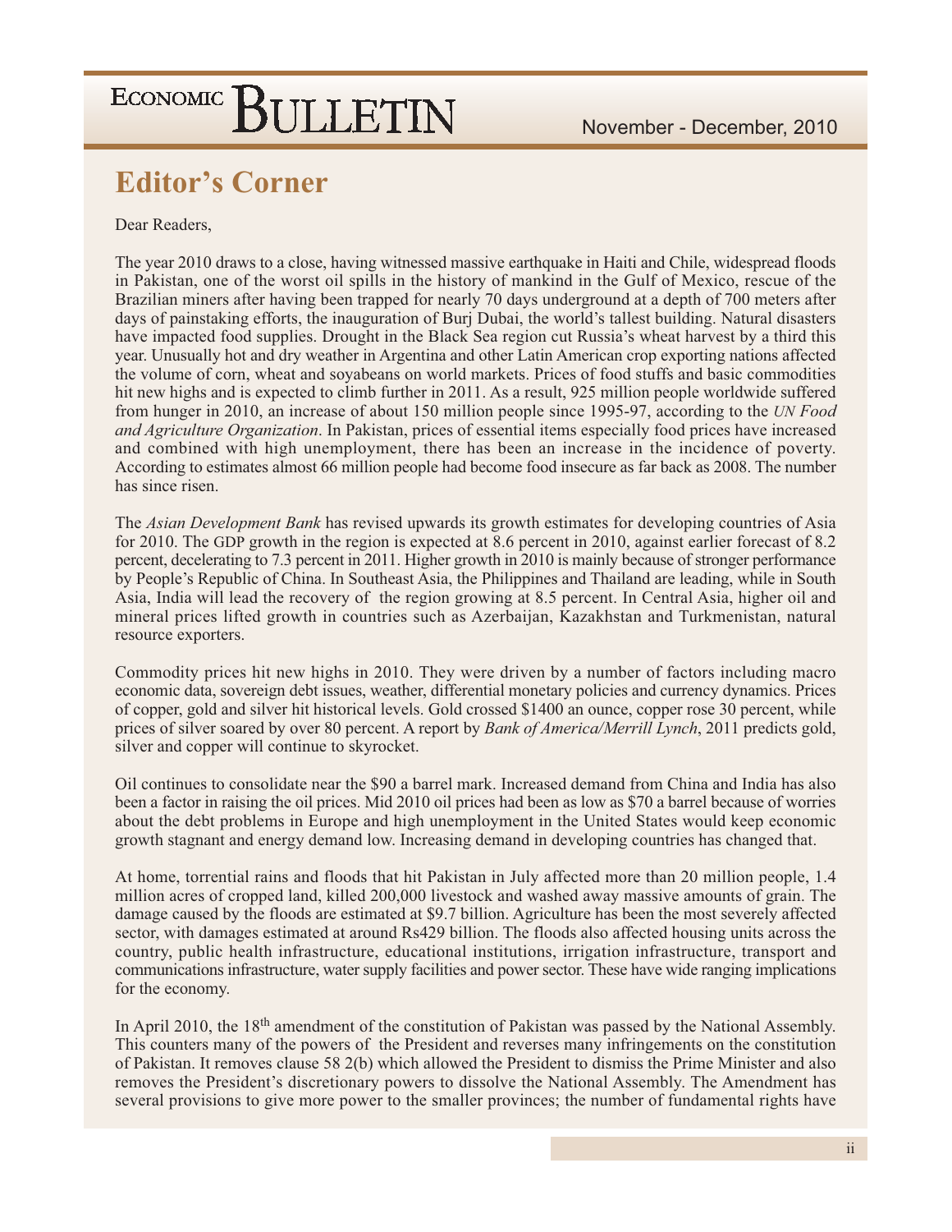## Editor's Corner

Dear Readers,

The year 2010 draws to a close, having witnessed massive earthquake in Haiti and Chile, widespread floods in Pakistan, one of the worst oil spills in the history of mankind in the Gulf of Mexico, rescue of the Brazilian miners after having been trapped for nearly 70 days underground at a depth of 700 meters after days of painstaking efforts, the inauguration of Burj Dubai, the world's tallest building. Natural disasters have impacted food supplies. Drought in the Black Sea region cut Russia's wheat harvest by a third this year. Unusually hot and dry weather in Argentina and other Latin American crop exporting nations affected the volume of corn, wheat and soyabeans on world markets. Prices of food stuffs and basic commodities hit new highs and is expected to climb further in 2011. As a result, 925 million people worldwide suffered from hunger in 2010, an increase of about 150 million people since 1995-97, according to the *UN Food and Agriculture Organization*. In Pakistan, prices of essential items especially food prices have increased and combined with high unemployment, there has been an increase in the incidence of poverty. According to estimates almost 66 million people had become food insecure as far back as 2008. The number has since risen.

The *Asian Development Bank* has revised upwards its growth estimates for developing countries of Asia for 2010. The GDP growth in the region is expected at 8.6 percent in 2010, against earlier forecast of 8.2 percent, decelerating to 7.3 percent in 2011. Higher growth in 2010 is mainly because of stronger performance by People's Republic of China. In Southeast Asia, the Philippines and Thailand are leading, while in South Asia, India will lead the recovery of the region growing at 8.5 percent. In Central Asia, higher oil and mineral prices lifted growth in countries such as Azerbaijan, Kazakhstan and Turkmenistan, natural resource exporters.

Commodity prices hit new highs in 2010. They were driven by a number of factors including macro economic data, sovereign debt issues, weather, differential monetary policies and currency dynamics. Prices of copper, gold and silver hit historical levels. Gold crossed $1400 an ounce, copper rose 30 percent, while prices of silver soared by over 80 percent. A report by *Bank of America/Merrill Lynch*, 2011 predicts gold, silver and copper will continue to skyrocket.

Oil continues to consolidate near the $90 a barrel mark. Increased demand from China and India has also been a factor in raising the oil prices. Mid 2010 oil prices had been as low as $70 a barrel because of worries about the debt problems in Europe and high unemployment in the United States would keep economic growth stagnant and energy demand low. Increasing demand in developing countries has changed that.

At home, torrential rains and floods that hit Pakistan in July affected more than 20 million people, 1.4 million acres of cropped land, killed 200,000 livestock and washed away massive amounts of grain. The damage caused by the floods are estimated at $9.7 billion. Agriculture has been the most severely affected sector, with damages estimated at around Rs429 billion. The floods also affected housing units across the country, public health infrastructure, educational institutions, irrigation infrastructure, transport and communications infrastructure, water supply facilities and power sector. These have wide ranging implications for the economy.

In April 2010, the 18th amendment of the constitution of Pakistan was passed by the National Assembly. This counters many of the powers of the President and reverses many infringements on the constitution of Pakistan. It removes clause 58 2(b) which allowed the President to dismiss the Prime Minister and also removes the President's discretionary powers to dissolve the National Assembly. The Amendment has several provisions to give more power to the smaller provinces; the number of fundamental rights have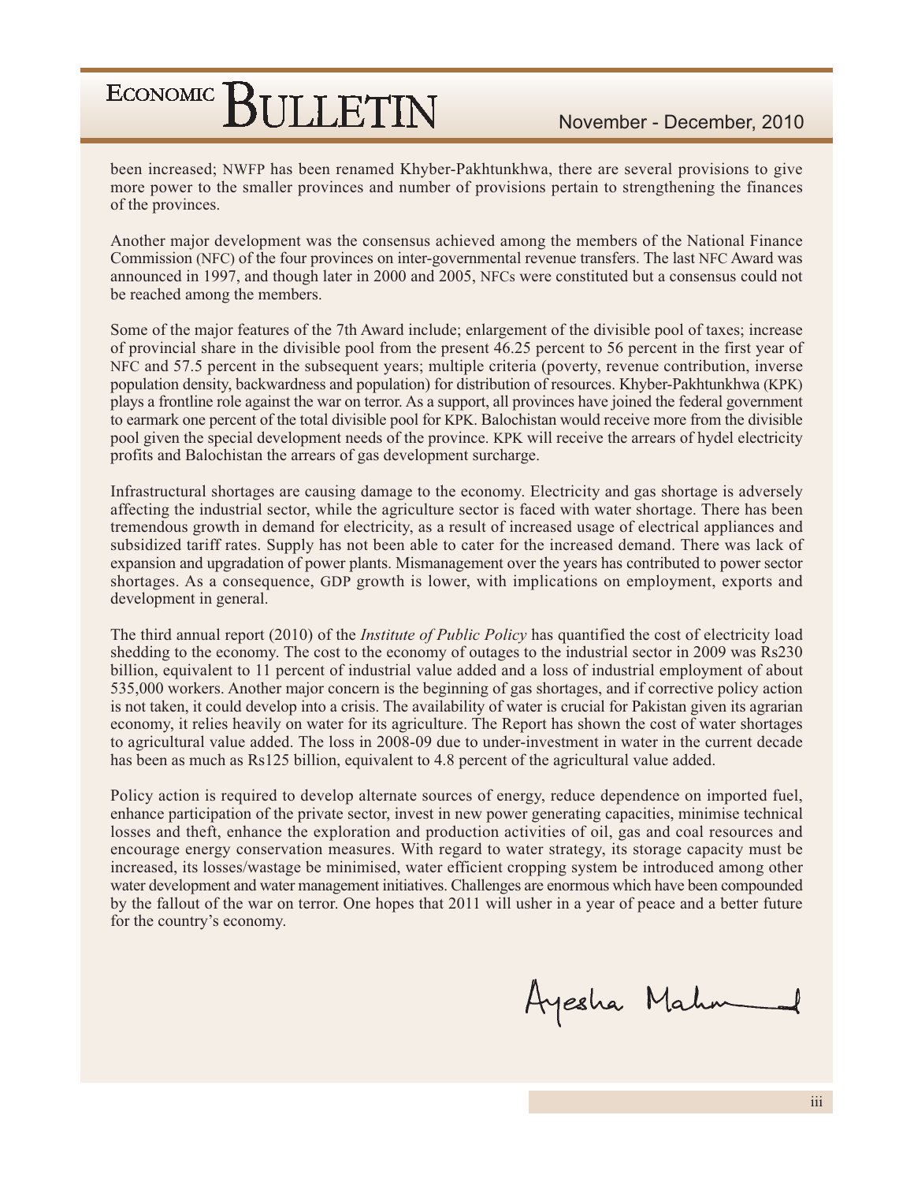been increased; NWFP has been renamed Khyber-Pakhtunkhwa, there are several provisions to give more power to the smaller provinces and number of provisions pertain to strengthening the finances of the provinces.

Another major development was the consensus achieved among the members of the National Finance Commission (NFC) of the four provinces on inter-governmental revenue transfers. The last NFC Award was announced in 1997, and though later in 2000 and 2005, NFCs were constituted but a consensus could not be reached among the members.

Some of the major features of the 7th Award include; enlargement of the divisible pool of taxes; increase of provincial share in the divisible pool from the present 46.25 percent to 56 percent in the first year of NFC and 57.5 percent in the subsequent years; multiple criteria (poverty, revenue contribution, inverse population density, backwardness and population) for distribution of resources. Khyber-Pakhtunkhwa (KPK) plays a frontline role against the war on terror. As a support, all provinces have joined the federal government to earmark one percent of the total divisible pool for KPK. Balochistan would receive more from the divisible pool given the special development needs of the province. KPK will receive the arrears of hydel electricity profits and Balochistan the arrears of gas development surcharge.

Infrastructural shortages are causing damage to the economy. Electricity and gas shortage is adversely affecting the industrial sector, while the agriculture sector is faced with water shortage. There has been tremendous growth in demand for electricity, as a result of increased usage of electrical appliances and subsidized tariff rates. Supply has not been able to cater for the increased demand. There was lack of expansion and upgradation of power plants. Mismanagement over the years has contributed to power sector shortages. As a consequence, GDP growth is lower, with implications on employment, exports and development in general.

The third annual report (2010) of the *Institute of Public Policy* has quantified the cost of electricity load shedding to the economy. The cost to the economy of outages to the industrial sector in 2009 was Rs230 billion, equivalent to 11 percent of industrial value added and a loss of industrial employment of about 535,000 workers. Another major concern is the beginning of gas shortages, and if corrective policy action is not taken, it could develop into a crisis. The availability of water is crucial for Pakistan given its agrarian economy, it relies heavily on water for its agriculture. The Report has shown the cost of water shortages to agricultural value added. The loss in 2008-09 due to under-investment in water in the current decade has been as much as Rs125 billion, equivalent to 4.8 percent of the agricultural value added.

Policy action is required to develop alternate sources of energy, reduce dependence on imported fuel, enhance participation of the private sector, invest in new power generating capacities, minimise technical losses and theft, enhance the exploration and production activities of oil, gas and coal resources and encourage energy conservation measures. With regard to water strategy, its storage capacity must be increased, its losses/wastage be minimised, water efficient cropping system be introduced among other water development and water management initiatives. Challenges are enormous which have been compounded by the fallout of the war on terror. One hopes that 2011 will usher in a year of peace and a better future for the country's economy.

Ayesha Mahmud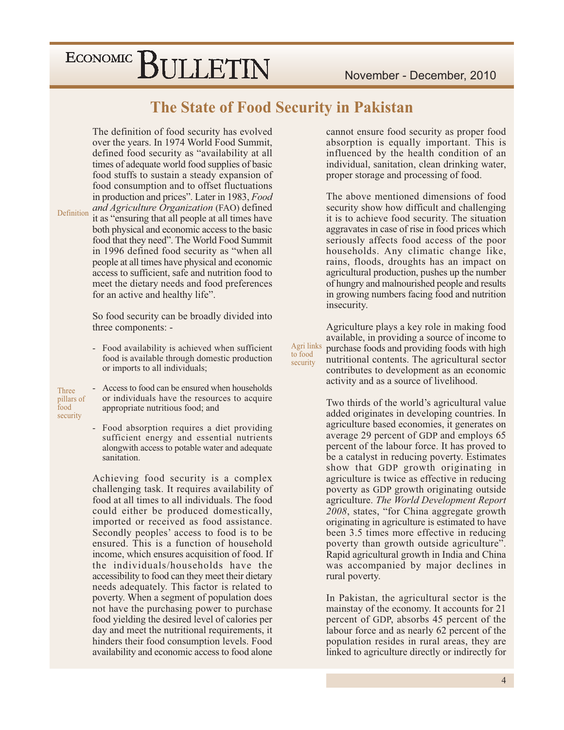# The State of Food Security in Pakistan

Definition

The definition of food security has evolved over the years. In 1974 World Food Summit, defined food security as "availability at all times of adequate world food supplies of basic food stuffs to sustain a steady expansion of food consumption and to offset fluctuations in production and prices". Later in 1983, *Food and Agriculture Organization* (FAO) defined it as "ensuring that all people at all times have both physical and economic access to the basic food that they need". The World Food Summit in 1996 defined food security as "when all people at all times have physical and economic access to sufficient, safe and nutrition food to meet the dietary needs and food preferences for an active and healthy life".

So food security can be broadly divided into three components: -

Three pillars of food security

- Food availability is achieved when sufficient food is available through domestic production or imports to all individuals;
- Access to food can be ensured when households or individuals have the resources to acquire appropriate nutritious food; and
- Food absorption requires a diet providing sufficient energy and essential nutrients alongwith access to potable water and adequate sanitation.

Achieving food security is a complex challenging task. It requires availability of food at all times to all individuals. The food could either be produced domestically, imported or received as food assistance. Secondly peoples' access to food is to be ensured. This is a function of household income, which ensures acquisition of food. If the individuals/households have the accessibility to food can they meet their dietary needs adequately. This factor is related to poverty. When a segment of population does not have the purchasing power to purchase food yielding the desired level of calories per day and meet the nutritional requirements, it hinders their food consumption levels. Food availability and economic access to food alone cannot ensure food security as proper food absorption is equally important. This is influenced by the health condition of an individual, sanitation, clean drinking water, proper storage and processing of food.

The above mentioned dimensions of food security show how difficult and challenging it is to achieve food security. The situation aggravates in case of rise in food prices which seriously affects food access of the poor households. Any climatic change like, rains, floods, droughts has an impact on agricultural production, pushes up the number of hungry and malnourished people and results in growing numbers facing food and nutrition insecurity.

Agri links to food security

Agriculture plays a key role in making food available, in providing a source of income to purchase foods and providing foods with high nutritional contents. The agricultural sector contributes to development as an economic activity and as a source of livelihood.

Two thirds of the world's agricultural value added originates in developing countries. In agriculture based economies, it generates on average 29 percent of GDP and employs 65 percent of the labour force. It has proved to be a catalyst in reducing poverty. Estimates show that GDP growth originating in agriculture is twice as effective in reducing poverty as GDP growth originating outside agriculture. *The World Development Report 2008*, states, "for China aggregate growth originating in agriculture is estimated to have been 3.5 times more effective in reducing poverty than growth outside agriculture". Rapid agricultural growth in India and China was accompanied by major declines in rural poverty.

In Pakistan, the agricultural sector is the mainstay of the economy. It accounts for 21 percent of GDP, absorbs 45 percent of the labour force and as nearly 62 percent of the population resides in rural areas, they are linked to agriculture directly or indirectly for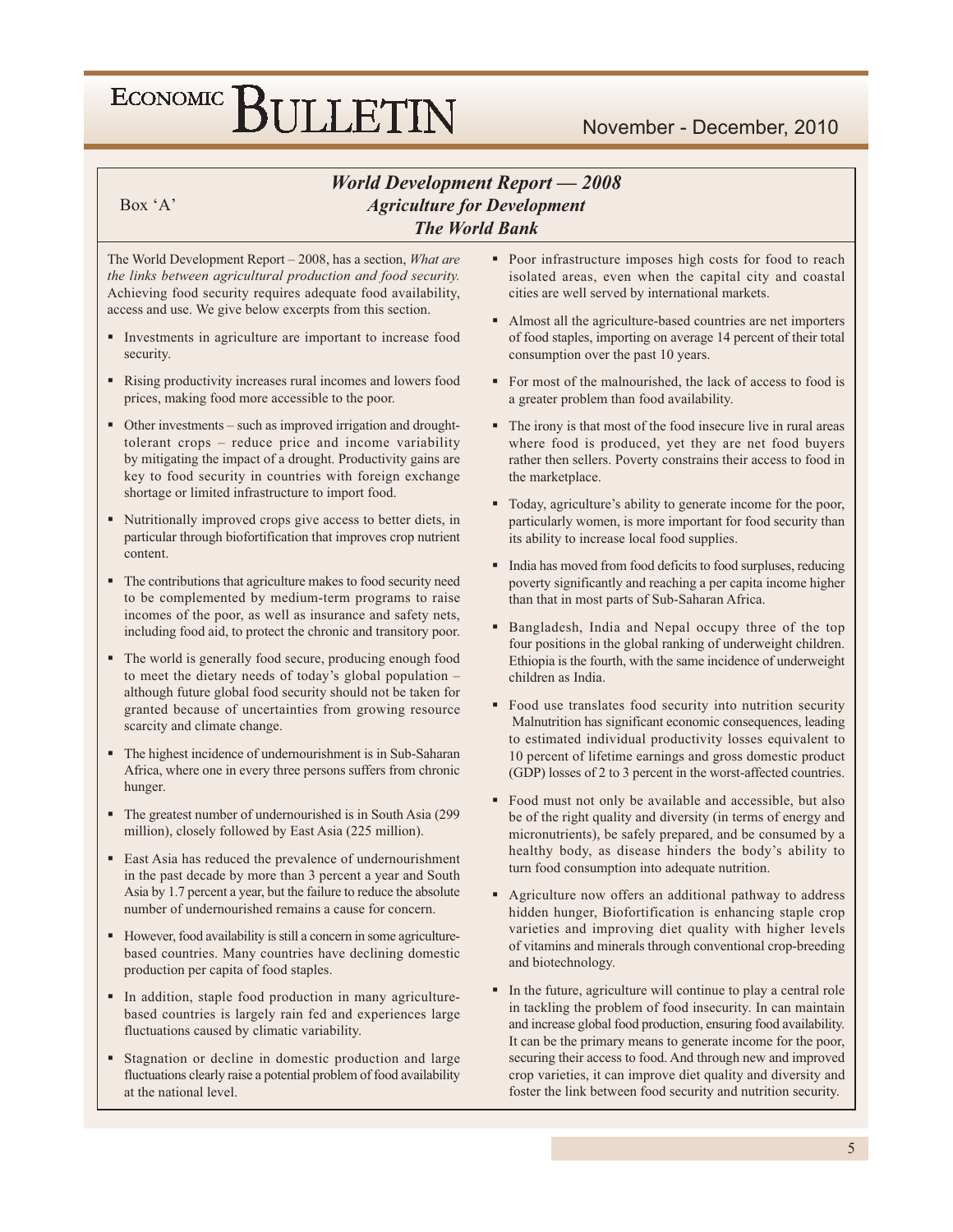Box 'A'

## *World Development Report — 2008*
## *Agriculture for Development*
## *The World Bank*

The World Development Report – 2008, has a section, *What are the links between agricultural production and food security.* Achieving food security requires adequate food availability, access and use. We give below excerpts from this section.

- Investments in agriculture are important to increase food security.
- Rising productivity increases rural incomes and lowers food prices, making food more accessible to the poor.
- Other investments – such as improved irrigation and drought-tolerant crops – reduce price and income variability by mitigating the impact of a drought. Productivity gains are key to food security in countries with foreign exchange shortage or limited infrastructure to import food.
- Nutritionally improved crops give access to better diets, in particular through biofortification that improves crop nutrient content.
- The contributions that agriculture makes to food security need to be complemented by medium-term programs to raise incomes of the poor, as well as insurance and safety nets, including food aid, to protect the chronic and transitory poor.
- The world is generally food secure, producing enough food to meet the dietary needs of today's global population – although future global food security should not be taken for granted because of uncertainties from growing resource scarcity and climate change.
- The highest incidence of undernourishment is in Sub-Saharan Africa, where one in every three persons suffers from chronic hunger.
- The greatest number of undernourished is in South Asia (299 million), closely followed by East Asia (225 million).
- East Asia has reduced the prevalence of undernourishment in the past decade by more than 3 percent a year and South Asia by 1.7 percent a year, but the failure to reduce the absolute number of undernourished remains a cause for concern.
- However, food availability is still a concern in some agriculture-based countries. Many countries have declining domestic production per capita of food staples.
- In addition, staple food production in many agriculture-based countries is largely rain fed and experiences large fluctuations caused by climatic variability.
- Stagnation or decline in domestic production and large fluctuations clearly raise a potential problem of food availability at the national level.
- Poor infrastructure imposes high costs for food to reach isolated areas, even when the capital city and coastal cities are well served by international markets.
- Almost all the agriculture-based countries are net importers of food staples, importing on average 14 percent of their total consumption over the past 10 years.
- For most of the malnourished, the lack of access to food is a greater problem than food availability.
- The irony is that most of the food insecure live in rural areas where food is produced, yet they are net food buyers rather then sellers. Poverty constrains their access to food in the marketplace.
- Today, agriculture's ability to generate income for the poor, particularly women, is more important for food security than its ability to increase local food supplies.
- India has moved from food deficits to food surpluses, reducing poverty significantly and reaching a per capita income higher than that in most parts of Sub-Saharan Africa.
- Bangladesh, India and Nepal occupy three of the top four positions in the global ranking of underweight children. Ethiopia is the fourth, with the same incidence of underweight children as India.
- Food use translates food security into nutrition security Malnutrition has significant economic consequences, leading to estimated individual productivity losses equivalent to 10 percent of lifetime earnings and gross domestic product (GDP) losses of 2 to 3 percent in the worst-affected countries.
- Food must not only be available and accessible, but also be of the right quality and diversity (in terms of energy and micronutrients), be safely prepared, and be consumed by a healthy body, as disease hinders the body's ability to turn food consumption into adequate nutrition.
- Agriculture now offers an additional pathway to address hidden hunger, Biofortification is enhancing staple crop varieties and improving diet quality with higher levels of vitamins and minerals through conventional crop-breeding and biotechnology.
- In the future, agriculture will continue to play a central role in tackling the problem of food insecurity. In can maintain and increase global food production, ensuring food availability. It can be the primary means to generate income for the poor, securing their access to food. And through new and improved crop varieties, it can improve diet quality and diversity and foster the link between food security and nutrition security.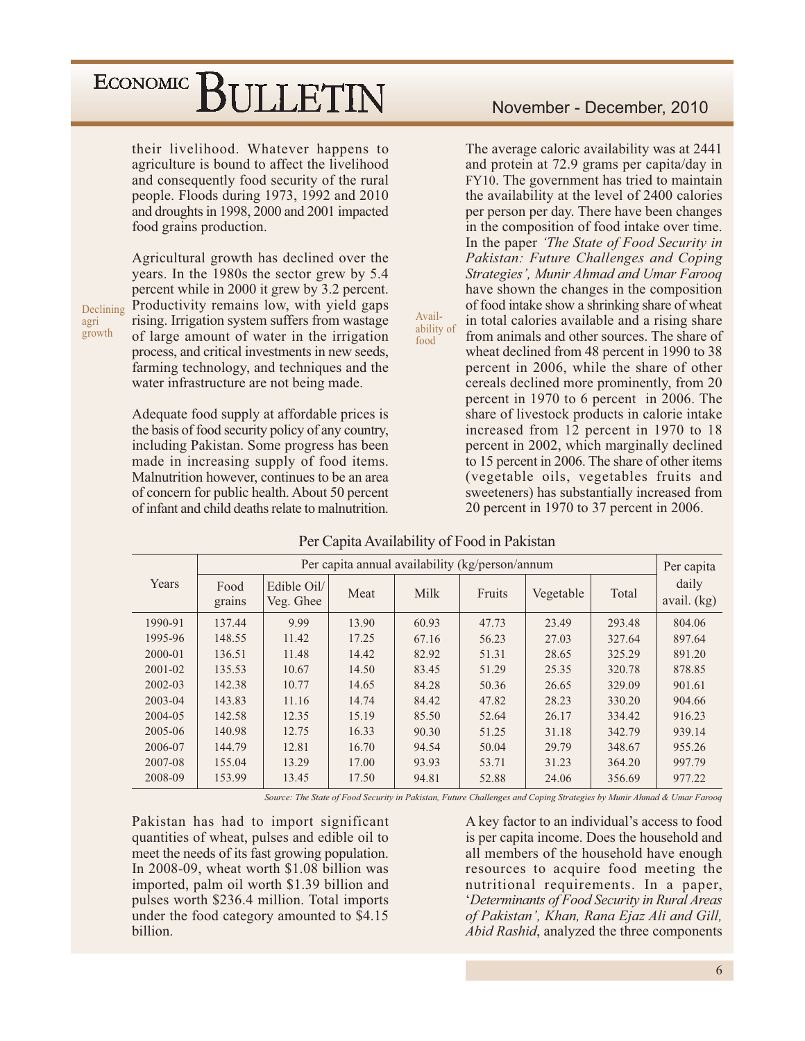their livelihood. Whatever happens to agriculture is bound to affect the livelihood and consequently food security of the rural people. Floods during 1973, 1992 and 2010 and droughts in 1998, 2000 and 2001 impacted food grains production.

Declining agri growth

Agricultural growth has declined over the years. In the 1980s the sector grew by 5.4 percent while in 2000 it grew by 3.2 percent. Productivity remains low, with yield gaps rising. Irrigation system suffers from wastage of large amount of water in the irrigation process, and critical investments in new seeds, farming technology, and techniques and the water infrastructure are not being made.

Adequate food supply at affordable prices is the basis of food security policy of any country, including Pakistan. Some progress has been made in increasing supply of food items. Malnutrition however, continues to be an area of concern for public health. About 50 percent of infant and child deaths relate to malnutrition.

Availability of food

The average caloric availability was at 2441 and protein at 72.9 grams per capita/day in FY10. The government has tried to maintain the availability at the level of 2400 calories per person per day. There have been changes in the composition of food intake over time. In the paper *'The State of Food Security in Pakistan: Future Challenges and Coping Strategies', Munir Ahmad and Umar Farooq* have shown the changes in the composition of food intake show a shrinking share of wheat in total calories available and a rising share from animals and other sources. The share of wheat declined from 48 percent in 1990 to 38 percent in 2006, while the share of other cereals declined more prominently, from 20 percent in 1970 to 6 percent in 2006. The share of livestock products in calorie intake increased from 12 percent in 1970 to 18 percent in 2002, which marginally declined to 15 percent in 2006. The share of other items (vegetable oils, vegetables fruits and sweeteners) has substantially increased from 20 percent in 1970 to 37 percent in 2006.

Per Capita Availability of Food in Pakistan

| Years | Per capita annual availability (kg/person/annum) | | | | | | | Per capita daily avail. (kg) |
|---|---|---|---|---|---|---|---|---|
| | Food grains | Edible Oil/ Veg. Ghee | Meat | Milk | Fruits | Vegetable | Total | |
| 1990-91 | 137.44 | 9.99 | 13.90 | 60.93 | 47.73 | 23.49 | 293.48 | 804.06 |
| 1995-96 | 148.55 | 11.42 | 17.25 | 67.16 | 56.23 | 27.03 | 327.64 | 897.64 |
| 2000-01 | 136.51 | 11.48 | 14.42 | 82.92 | 51.31 | 28.65 | 325.29 | 891.20 |
| 2001-02 | 135.53 | 10.67 | 14.50 | 83.45 | 51.29 | 25.35 | 320.78 | 878.85 |
| 2002-03 | 142.38 | 10.77 | 14.65 | 84.28 | 50.36 | 26.65 | 329.09 | 901.61 |
| 2003-04 | 143.83 | 11.16 | 14.74 | 84.42 | 47.82 | 28.23 | 330.20 | 904.66 |
| 2004-05 | 142.58 | 12.35 | 15.19 | 85.50 | 52.64 | 26.17 | 334.42 | 916.23 |
| 2005-06 | 140.98 | 12.75 | 16.33 | 90.30 | 51.25 | 31.18 | 342.79 | 939.14 |
| 2006-07 | 144.79 | 12.81 | 16.70 | 94.54 | 50.04 | 29.79 | 348.67 | 955.26 |
| 2007-08 | 155.04 | 13.29 | 17.00 | 93.93 | 53.71 | 31.23 | 364.20 | 997.79 |
| 2008-09 | 153.99 | 13.45 | 17.50 | 94.81 | 52.88 | 24.06 | 356.69 | 977.22 |

*Source: The State of Food Security in Pakistan, Future Challenges and Coping Strategies by Munir Ahmad & Umar Farooq*

Pakistan has had to import significant quantities of wheat, pulses and edible oil to meet the needs of its fast growing population. In 2008-09, wheat worth $1.08 billion was imported, palm oil worth $1.39 billion and pulses worth $236.4 million. Total imports under the food category amounted to $4.15 billion.

A key factor to an individual's access to food is per capita income. Does the household and all members of the household have enough resources to acquire food meeting the nutritional requirements. In a paper, '*Determinants of Food Security in Rural Areas of Pakistan', Khan, Rana Ejaz Ali and Gill, Abid Rashid*, analyzed the three components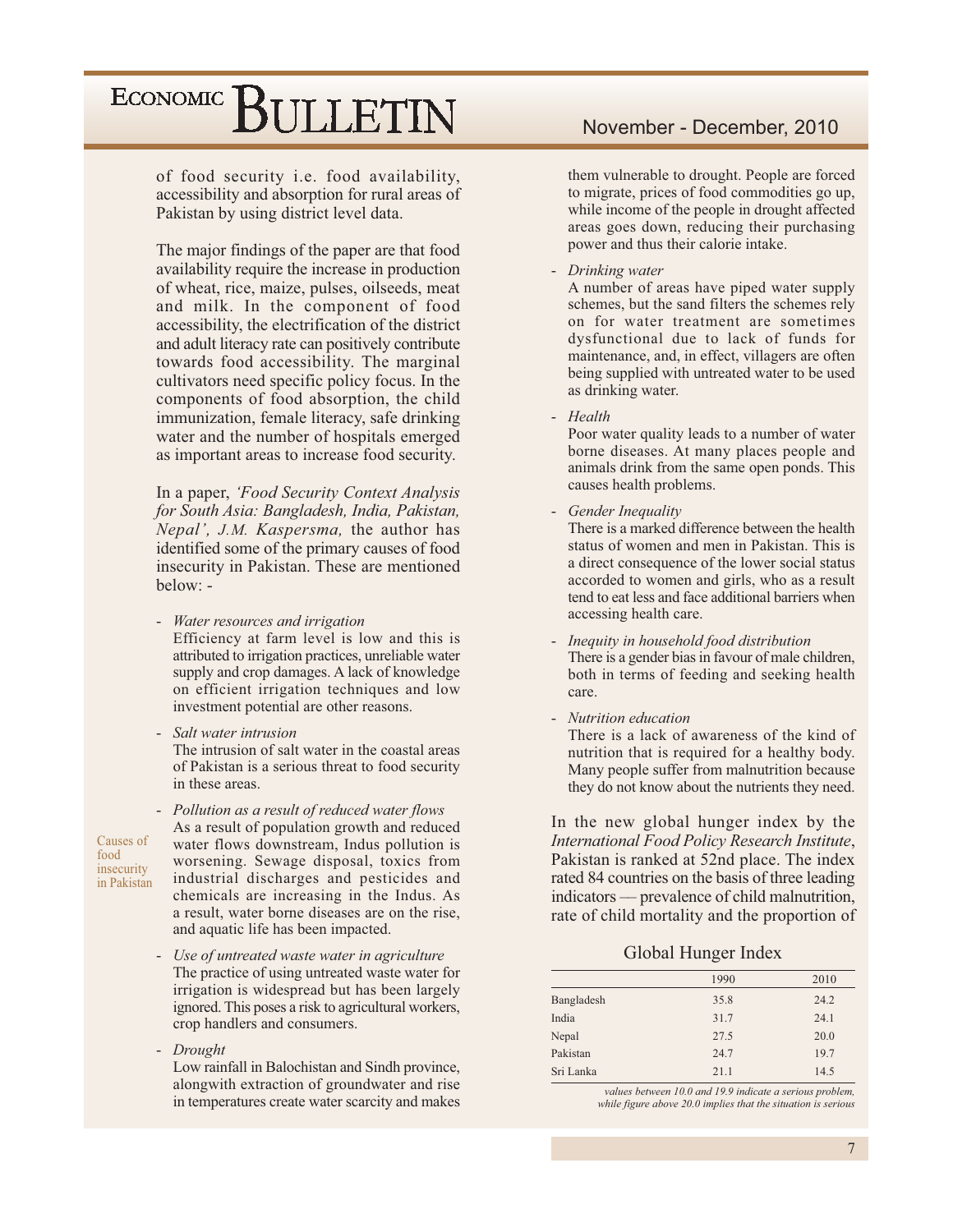of food security i.e. food availability, accessibility and absorption for rural areas of Pakistan by using district level data.

The major findings of the paper are that food availability require the increase in production of wheat, rice, maize, pulses, oilseeds, meat and milk. In the component of food accessibility, the electrification of the district and adult literacy rate can positively contribute towards food accessibility. The marginal cultivators need specific policy focus. In the components of food absorption, the child immunization, female literacy, safe drinking water and the number of hospitals emerged as important areas to increase food security.

In a paper, *'Food Security Context Analysis for South Asia: Bangladesh, India, Pakistan, Nepal', J.M. Kaspersma,* the author has identified some of the primary causes of food insecurity in Pakistan. These are mentioned below: -

Causes of food insecurity in Pakistan

- *Water resources and irrigation*
  Efficiency at farm level is low and this is attributed to irrigation practices, unreliable water supply and crop damages. A lack of knowledge on efficient irrigation techniques and low investment potential are other reasons.

- *Salt water intrusion*
  The intrusion of salt water in the coastal areas of Pakistan is a serious threat to food security in these areas.

- *Pollution as a result of reduced water flows*
  As a result of population growth and reduced water flows downstream, Indus pollution is worsening. Sewage disposal, toxics from industrial discharges and pesticides and chemicals are increasing in the Indus. As a result, water borne diseases are on the rise, and aquatic life has been impacted.

- *Use of untreated waste water in agriculture*
  The practice of using untreated waste water for irrigation is widespread but has been largely ignored. This poses a risk to agricultural workers, crop handlers and consumers.

- *Drought*
  Low rainfall in Balochistan and Sindh province, alongwith extraction of groundwater and rise in temperatures create water scarcity and makes them vulnerable to drought. People are forced to migrate, prices of food commodities go up, while income of the people in drought affected areas goes down, reducing their purchasing power and thus their calorie intake.

- *Drinking water*
  A number of areas have piped water supply schemes, but the sand filters the schemes rely on for water treatment are sometimes dysfunctional due to lack of funds for maintenance, and, in effect, villagers are often being supplied with untreated water to be used as drinking water.

- *Health*
  Poor water quality leads to a number of water borne diseases. At many places people and animals drink from the same open ponds. This causes health problems.

- *Gender Inequality*
  There is a marked difference between the health status of women and men in Pakistan. This is a direct consequence of the lower social status accorded to women and girls, who as a result tend to eat less and face additional barriers when accessing health care.

- *Inequity in household food distribution*
  There is a gender bias in favour of male children, both in terms of feeding and seeking health care.

- *Nutrition education*
  There is a lack of awareness of the kind of nutrition that is required for a healthy body. Many people suffer from malnutrition because they do not know about the nutrients they need.

In the new global hunger index by the *International Food Policy Research Institute*, Pakistan is ranked at 52nd place. The index rated 84 countries on the basis of three leading indicators — prevalence of child malnutrition, rate of child mortality and the proportion of

Global Hunger Index

| | 1990 | 2010 |
|---|---|---|
| Bangladesh | 35.8 | 24.2 |
| India | 31.7 | 24.1 |
| Nepal | 27.5 | 20.0 |
| Pakistan | 24.7 | 19.7 |
| Sri Lanka | 21.1 | 14.5 |

*values between 10.0 and 19.9 indicate a serious problem, while figure above 20.0 implies that the situation is serious*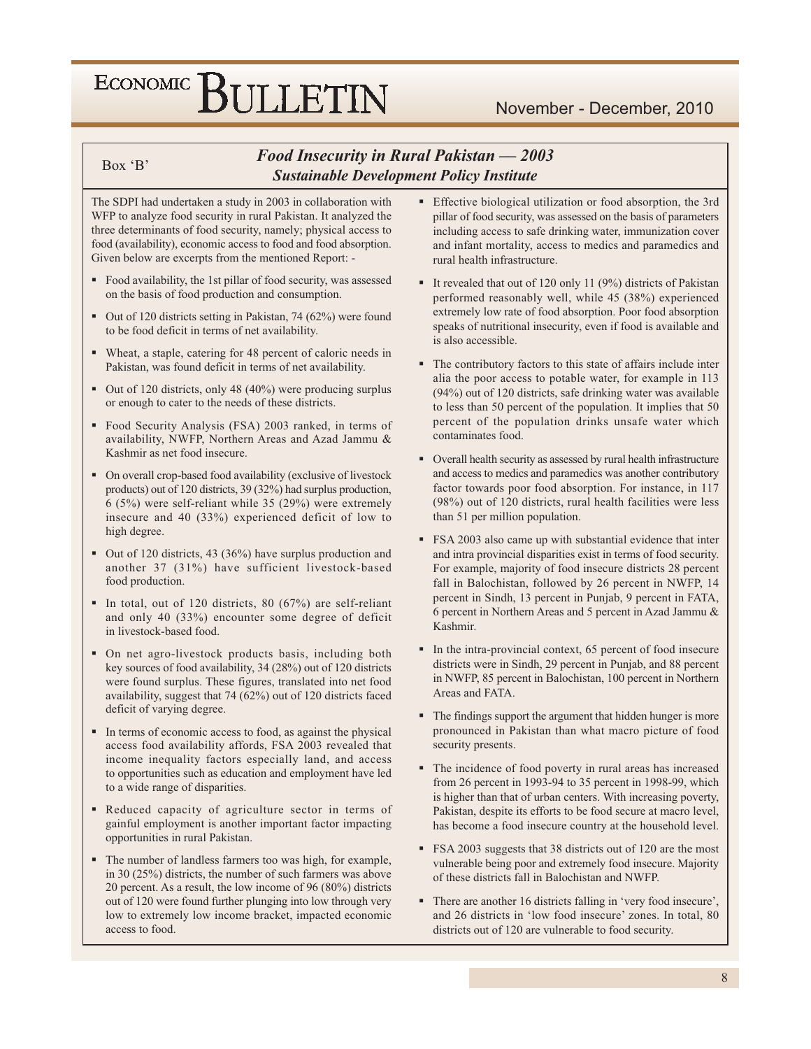Box 'B'

## *Food Insecurity in Rural Pakistan — 2003*
### *Sustainable Development Policy Institute*

The SDPI had undertaken a study in 2003 in collaboration with WFP to analyze food security in rural Pakistan. It analyzed the three determinants of food security, namely; physical access to food (availability), economic access to food and food absorption. Given below are excerpts from the mentioned Report: -

- Food availability, the 1st pillar of food security, was assessed on the basis of food production and consumption.
- Out of 120 districts setting in Pakistan, 74 (62%) were found to be food deficit in terms of net availability.
- Wheat, a staple, catering for 48 percent of caloric needs in Pakistan, was found deficit in terms of net availability.
- Out of 120 districts, only 48 (40%) were producing surplus or enough to cater to the needs of these districts.
- Food Security Analysis (FSA) 2003 ranked, in terms of availability, NWFP, Northern Areas and Azad Jammu & Kashmir as net food insecure.
- On overall crop-based food availability (exclusive of livestock products) out of 120 districts, 39 (32%) had surplus production, 6 (5%) were self-reliant while 35 (29%) were extremely insecure and 40 (33%) experienced deficit of low to high degree.
- Out of 120 districts, 43 (36%) have surplus production and another 37 (31%) have sufficient livestock-based food production.
- In total, out of 120 districts, 80 (67%) are self-reliant and only 40 (33%) encounter some degree of deficit in livestock-based food.
- On net agro-livestock products basis, including both key sources of food availability, 34 (28%) out of 120 districts were found surplus. These figures, translated into net food availability, suggest that 74 (62%) out of 120 districts faced deficit of varying degree.
- In terms of economic access to food, as against the physical access food availability affords, FSA 2003 revealed that income inequality factors especially land, and access to opportunities such as education and employment have led to a wide range of disparities.
- Reduced capacity of agriculture sector in terms of gainful employment is another important factor impacting opportunities in rural Pakistan.
- The number of landless farmers too was high, for example, in 30 (25%) districts, the number of such farmers was above 20 percent. As a result, the low income of 96 (80%) districts out of 120 were found further plunging into low through very low to extremely low income bracket, impacted economic access to food.
- Effective biological utilization or food absorption, the 3rd pillar of food security, was assessed on the basis of parameters including access to safe drinking water, immunization cover and infant mortality, access to medics and paramedics and rural health infrastructure.
- It revealed that out of 120 only 11 (9%) districts of Pakistan performed reasonably well, while 45 (38%) experienced extremely low rate of food absorption. Poor food absorption speaks of nutritional insecurity, even if food is available and is also accessible.
- The contributory factors to this state of affairs include inter alia the poor access to potable water, for example in 113 (94%) out of 120 districts, safe drinking water was available to less than 50 percent of the population. It implies that 50 percent of the population drinks unsafe water which contaminates food.
- Overall health security as assessed by rural health infrastructure and access to medics and paramedics was another contributory factor towards poor food absorption. For instance, in 117 (98%) out of 120 districts, rural health facilities were less than 51 per million population.
- FSA 2003 also came up with substantial evidence that inter and intra provincial disparities exist in terms of food security. For example, majority of food insecure districts 28 percent fall in Balochistan, followed by 26 percent in NWFP, 14 percent in Sindh, 13 percent in Punjab, 9 percent in FATA, 6 percent in Northern Areas and 5 percent in Azad Jammu & Kashmir.
- In the intra-provincial context, 65 percent of food insecure districts were in Sindh, 29 percent in Punjab, and 88 percent in NWFP, 85 percent in Balochistan, 100 percent in Northern Areas and FATA.
- The findings support the argument that hidden hunger is more pronounced in Pakistan than what macro picture of food security presents.
- The incidence of food poverty in rural areas has increased from 26 percent in 1993-94 to 35 percent in 1998-99, which is higher than that of urban centers. With increasing poverty, Pakistan, despite its efforts to be food secure at macro level, has become a food insecure country at the household level.
- FSA 2003 suggests that 38 districts out of 120 are the most vulnerable being poor and extremely food insecure. Majority of these districts fall in Balochistan and NWFP.
- There are another 16 districts falling in 'very food insecure', and 26 districts in 'low food insecure' zones. In total, 80 districts out of 120 are vulnerable to food security.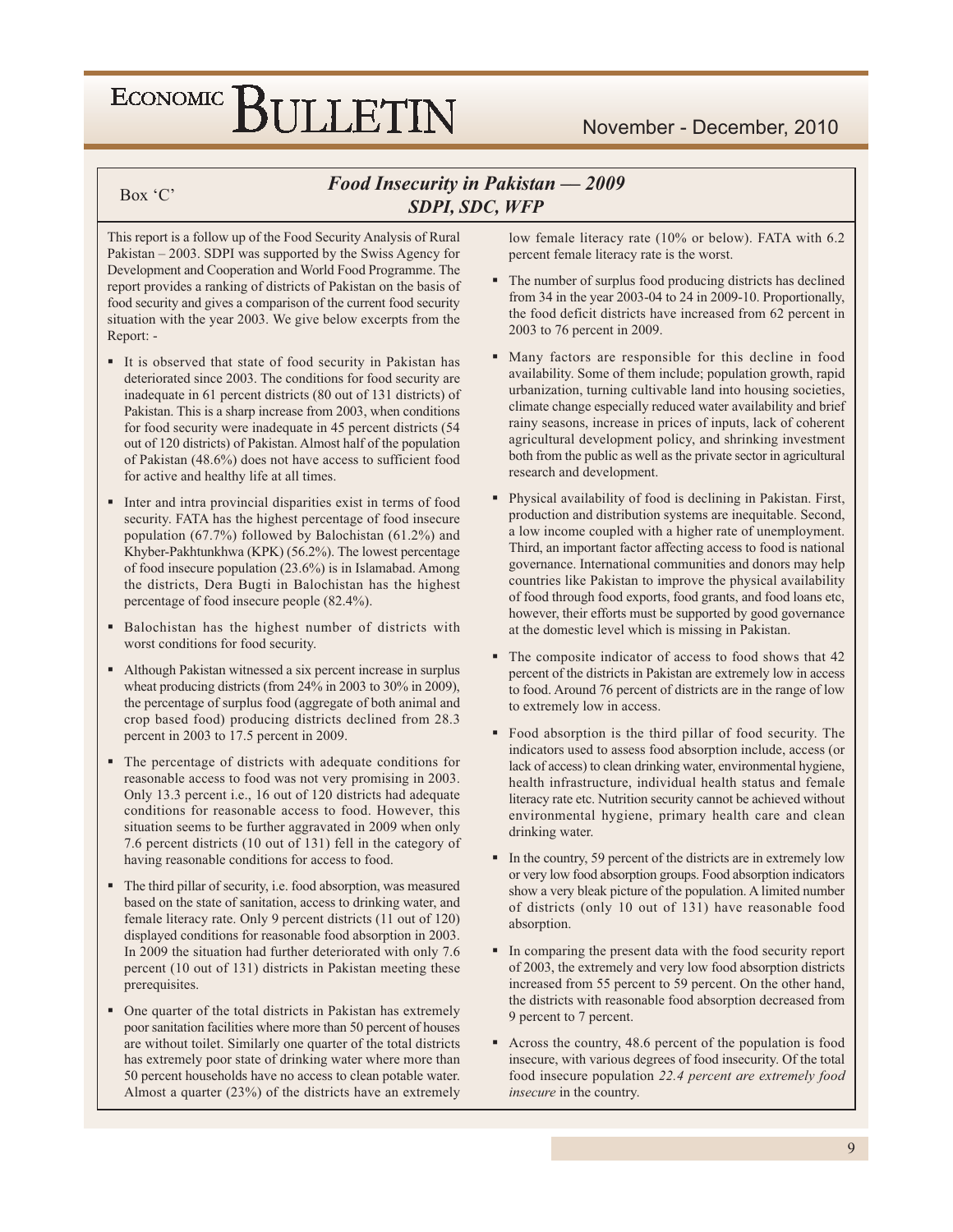Box 'C'

## *Food Insecurity in Pakistan — 2009*
## *SDPI, SDC, WFP*

This report is a follow up of the Food Security Analysis of Rural Pakistan – 2003. SDPI was supported by the Swiss Agency for Development and Cooperation and World Food Programme. The report provides a ranking of districts of Pakistan on the basis of food security and gives a comparison of the current food security situation with the year 2003. We give below excerpts from the Report: -

- It is observed that state of food security in Pakistan has deteriorated since 2003. The conditions for food security are inadequate in 61 percent districts (80 out of 131 districts) of Pakistan. This is a sharp increase from 2003, when conditions for food security were inadequate in 45 percent districts (54 out of 120 districts) of Pakistan. Almost half of the population of Pakistan (48.6%) does not have access to sufficient food for active and healthy life at all times.
- Inter and intra provincial disparities exist in terms of food security. FATA has the highest percentage of food insecure population (67.7%) followed by Balochistan (61.2%) and Khyber-Pakhtunkhwa (KPK) (56.2%). The lowest percentage of food insecure population (23.6%) is in Islamabad. Among the districts, Dera Bugti in Balochistan has the highest percentage of food insecure people (82.4%).
- Balochistan has the highest number of districts with worst conditions for food security.
- Although Pakistan witnessed a six percent increase in surplus wheat producing districts (from 24% in 2003 to 30% in 2009), the percentage of surplus food (aggregate of both animal and crop based food) producing districts declined from 28.3 percent in 2003 to 17.5 percent in 2009.
- The percentage of districts with adequate conditions for reasonable access to food was not very promising in 2003. Only 13.3 percent i.e., 16 out of 120 districts had adequate conditions for reasonable access to food. However, this situation seems to be further aggravated in 2009 when only 7.6 percent districts (10 out of 131) fell in the category of having reasonable conditions for access to food.
- The third pillar of security, i.e. food absorption, was measured based on the state of sanitation, access to drinking water, and female literacy rate. Only 9 percent districts (11 out of 120) displayed conditions for reasonable food absorption in 2003. In 2009 the situation had further deteriorated with only 7.6 percent (10 out of 131) districts in Pakistan meeting these prerequisites.
- One quarter of the total districts in Pakistan has extremely poor sanitation facilities where more than 50 percent of houses are without toilet. Similarly one quarter of the total districts has extremely poor state of drinking water where more than 50 percent households have no access to clean potable water. Almost a quarter (23%) of the districts have an extremely low female literacy rate (10% or below). FATA with 6.2 percent female literacy rate is the worst.
- The number of surplus food producing districts has declined from 34 in the year 2003-04 to 24 in 2009-10. Proportionally, the food deficit districts have increased from 62 percent in 2003 to 76 percent in 2009.
- Many factors are responsible for this decline in food availability. Some of them include; population growth, rapid urbanization, turning cultivable land into housing societies, climate change especially reduced water availability and brief rainy seasons, increase in prices of inputs, lack of coherent agricultural development policy, and shrinking investment both from the public as well as the private sector in agricultural research and development.
- Physical availability of food is declining in Pakistan. First, production and distribution systems are inequitable. Second, a low income coupled with a higher rate of unemployment. Third, an important factor affecting access to food is national governance. International communities and donors may help countries like Pakistan to improve the physical availability of food through food exports, food grants, and food loans etc, however, their efforts must be supported by good governance at the domestic level which is missing in Pakistan.
- The composite indicator of access to food shows that 42 percent of the districts in Pakistan are extremely low in access to food. Around 76 percent of districts are in the range of low to extremely low in access.
- Food absorption is the third pillar of food security. The indicators used to assess food absorption include, access (or lack of access) to clean drinking water, environmental hygiene, health infrastructure, individual health status and female literacy rate etc. Nutrition security cannot be achieved without environmental hygiene, primary health care and clean drinking water.
- In the country, 59 percent of the districts are in extremely low or very low food absorption groups. Food absorption indicators show a very bleak picture of the population. A limited number of districts (only 10 out of 131) have reasonable food absorption.
- In comparing the present data with the food security report of 2003, the extremely and very low food absorption districts increased from 55 percent to 59 percent. On the other hand, the districts with reasonable food absorption decreased from 9 percent to 7 percent.
- Across the country, 48.6 percent of the population is food insecure, with various degrees of food insecurity. Of the total food insecure population *22.4 percent are extremely food insecure* in the country.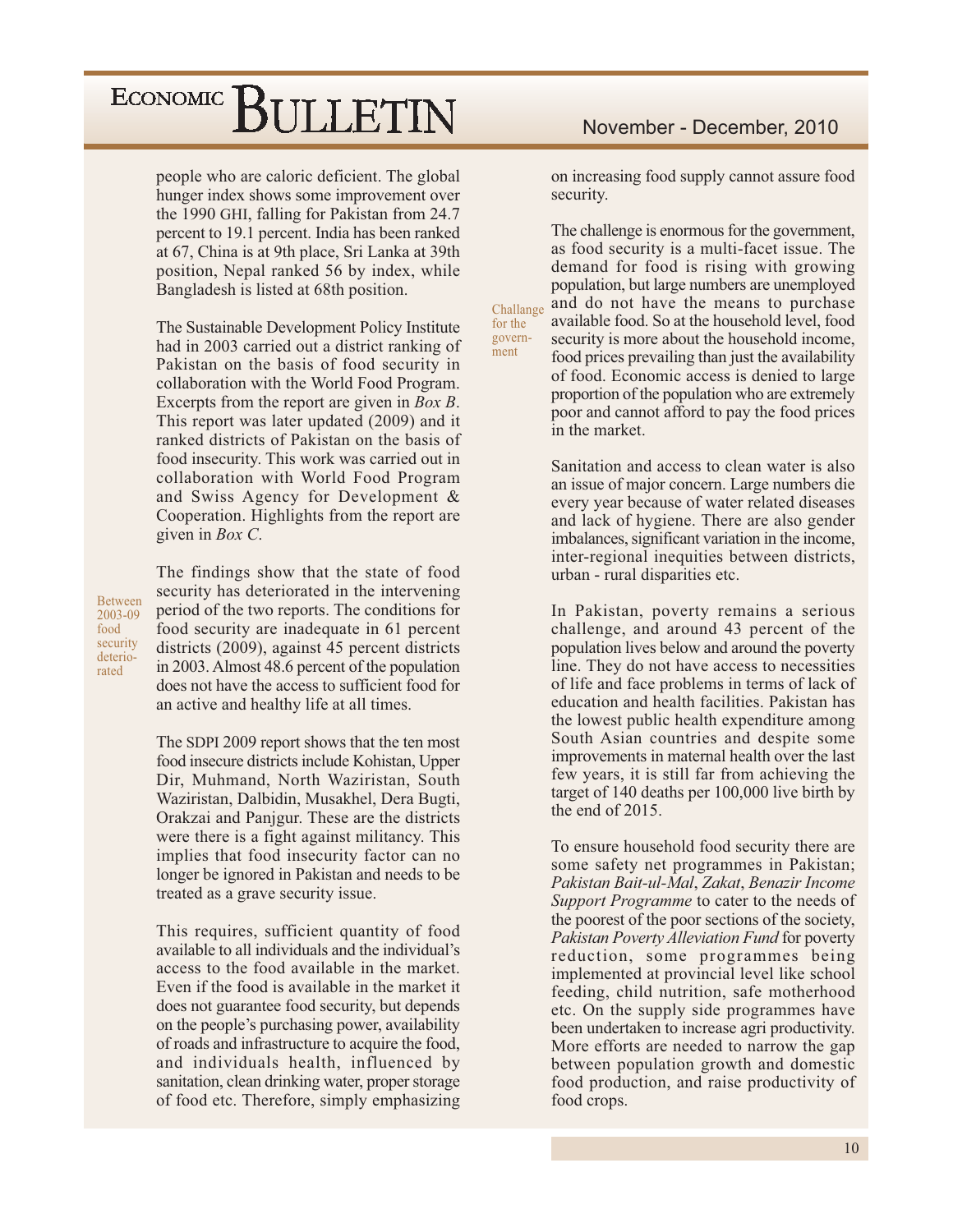people who are caloric deficient. The global hunger index shows some improvement over the 1990 GHI, falling for Pakistan from 24.7 percent to 19.1 percent. India has been ranked at 67, China is at 9th place, Sri Lanka at 39th position, Nepal ranked 56 by index, while Bangladesh is listed at 68th position.

The Sustainable Development Policy Institute had in 2003 carried out a district ranking of Pakistan on the basis of food security in collaboration with the World Food Program. Excerpts from the report are given in *Box B*. This report was later updated (2009) and it ranked districts of Pakistan on the basis of food insecurity. This work was carried out in collaboration with World Food Program and Swiss Agency for Development & Cooperation. Highlights from the report are given in *Box C*.

Between 2003-09 food security deteriorated

The findings show that the state of food security has deteriorated in the intervening period of the two reports. The conditions for food security are inadequate in 61 percent districts (2009), against 45 percent districts in 2003. Almost 48.6 percent of the population does not have the access to sufficient food for an active and healthy life at all times.

The SDPI 2009 report shows that the ten most food insecure districts include Kohistan, Upper Dir, Muhmand, North Waziristan, South Waziristan, Dalbidin, Musakhel, Dera Bugti, Orakzai and Panjgur. These are the districts were there is a fight against militancy. This implies that food insecurity factor can no longer be ignored in Pakistan and needs to be treated as a grave security issue.

This requires, sufficient quantity of food available to all individuals and the individual's access to the food available in the market. Even if the food is available in the market it does not guarantee food security, but depends on the people's purchasing power, availability of roads and infrastructure to acquire the food, and individuals health, influenced by sanitation, clean drinking water, proper storage of food etc. Therefore, simply emphasizing on increasing food supply cannot assure food security.

Challange for the govern-ment

The challenge is enormous for the government, as food security is a multi-facet issue. The demand for food is rising with growing population, but large numbers are unemployed and do not have the means to purchase available food. So at the household level, food security is more about the household income, food prices prevailing than just the availability of food. Economic access is denied to large proportion of the population who are extremely poor and cannot afford to pay the food prices in the market.

Sanitation and access to clean water is also an issue of major concern. Large numbers die every year because of water related diseases and lack of hygiene. There are also gender imbalances, significant variation in the income, inter-regional inequities between districts, urban - rural disparities etc.

In Pakistan, poverty remains a serious challenge, and around 43 percent of the population lives below and around the poverty line. They do not have access to necessities of life and face problems in terms of lack of education and health facilities. Pakistan has the lowest public health expenditure among South Asian countries and despite some improvements in maternal health over the last few years, it is still far from achieving the target of 140 deaths per 100,000 live birth by the end of 2015.

To ensure household food security there are some safety net programmes in Pakistan; *Pakistan Bait-ul-Mal*, *Zakat*, *Benazir Income Support Programme* to cater to the needs of the poorest of the poor sections of the society, *Pakistan Poverty Alleviation Fund* for poverty reduction, some programmes being implemented at provincial level like school feeding, child nutrition, safe motherhood etc. On the supply side programmes have been undertaken to increase agri productivity. More efforts are needed to narrow the gap between population growth and domestic food production, and raise productivity of food crops.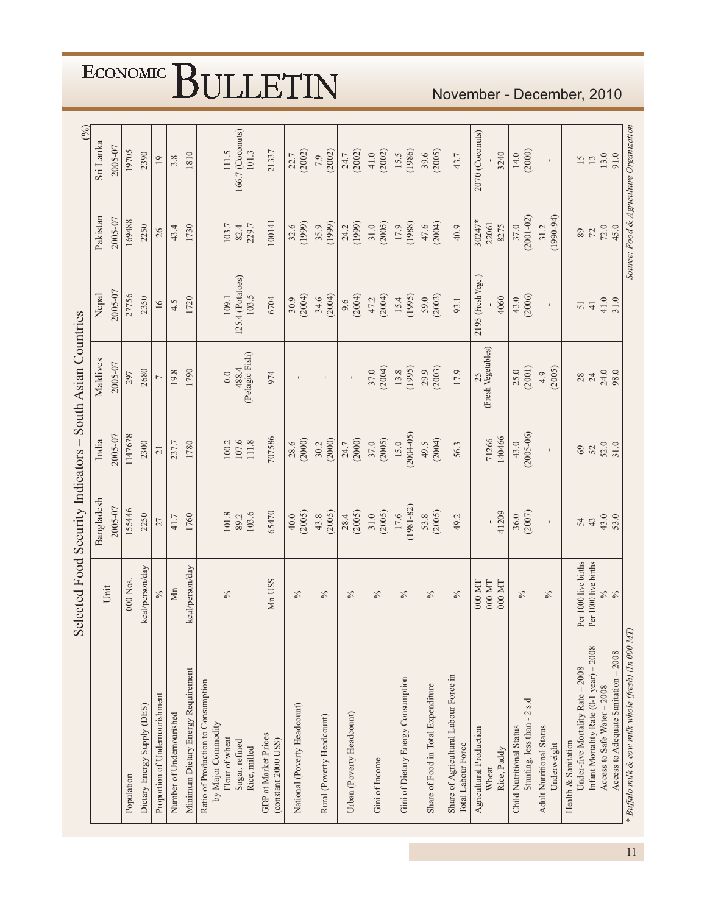## Selected Food Security Indicators – South Asian Countries

(%)

| | Unit | Bangladesh | India | Maldives | Nepal | Pakistan | Sri Lanka |
|---|---|---|---|---|---|---|---|
| | | 2005-07 | 2005-07 | 2005-07 | 2005-07 | 2005-07 | 2005-07 |
| Population | 000 Nos. | 155446 | 1147678 | 297 | 27756 | 169488 | 19705 |
| Dietary Energy Supply (DES) | kcal/person/day | 2250 | 2300 | 2680 | 2350 | 2250 | 2390 |
| Proportion of Undernourishment | % | 27 | 21 | 7 | 16 | 26 | 19 |
| Number of Undernourished | Mn | 41.7 | 237.7 | 19.8 | 4.5 | 43.4 | 3.8 |
| Minimum Dietary Energy Requirement | kcal/person/day | 1760 | 1780 | 1790 | 1720 | 1730 | 1810 |
| Ratio of Production to Consumption by Major Commodity | % | | | | | | |
| Flour of wheat | | 101.8 | 100.2 | 0.0 | 109.1 | 103.7 | 111.5 |
| Sugar, refined | | 89.2 | 107.6 | 488.4 (Pelagic Fish) | 125.4 (Potatoes) | 82.4 | 166.7 (Coconuts) |
| Rice, milled | | 103.6 | 111.8 | | 103.5 | 229.7 | 101.3 |
| GDP at Market Prices (constant 2000 US$) | Mn US$ | 65470 | 707586 | 974 | 6704 | 100141 | 21337 |
| National (Poverty Headcount) | % | 40.0 (2005) | 28.6 (2000) | - | 30.9 (2004) | 32.6 (1999) | 22.7 (2002) |
| Rural (Poverty Headcount) | % | 43.8 (2005) | 30.2 (2000) | - | 34.6 (2004) | 35.9 (1999) | 7.9 (2002) |
| Urban (Poverty Headcount) | % | 28.4 (2005) | 24.7 (2000) | - | 9.6 (2004) | 24.2 (1999) | 24.7 (2002) |
| Gini of Income | % | 31.0 (2005) | 37.0 (2005) | 37.0 (2004) | 47.2 (2004) | 31.0 (2005) | 41.0 (2002) |
| Gini of Dietary Energy Consumption | % | 17.6 (1981-82) | 15.0 (2004-05) | 13.8 (1995) | 15.4 (1995) | 17.9 (1988) | 15.5 (1986) |
| Share of Food in Total Expenditure | % | 53.8 (2005) | 49.5 (2004) | 29.9 (2003) | 59.0 (2003) | 47.6 (2004) | 39.6 (2005) |
| Share of Agricultural Labour Force in Total Labour Force | % | 49.2 | 56.3 | 17.9 | 93.1 | 40.9 | 43.7 |
| Agricultural Production | 000 MT | | | 25 (Fresh Vegetables) | 2195 (Fresh Vege.) | 30247* | 2070 (Coconuts) |
| Wheat | 000 MT | - | 71266 | | - | 22061 | - |
| Rice, Paddy | 000 MT | 41209 | 140466 | | 4060 | 8275 | 3240 |
| Child Nutritional Status: Stunting, less than - 2 s.d | % | 36.0 (2007) | 43.0 (2005-06) | 25.0 (2001) | 43.0 (2006) | 37.0 (2001-02) | 14.0 (2000) |
| Adult Nutritional Status: Underweight | % | - | - | 4.9 (2005) | - | 31.2 (1990-94) | - |
| Health & Sanitation | | | | | | | |
| Under-five Mortality Rate – 2008 | Per 1000 live births | 54 | 69 | 28 | 51 | 89 | 15 |
| Infant Mortality Rate (0-1 year) – 2008 | Per 1000 live births | 43 | 52 | 24 | 41 | 72 | 13 |
| Access to Safe Water – 2008 | % | 43.0 | 52.0 | 24.0 | 41.0 | 72.0 | 13.0 |
| Access to Adequate Sanitation – 2008 | % | 53.0 | 31.0 | 98.0 | 31.0 | 45.0 | 91.0 |

\* Buffalo milk & cow milk whole (fresh) (In 000 MT)

*Source: Food & Agriculture Organization*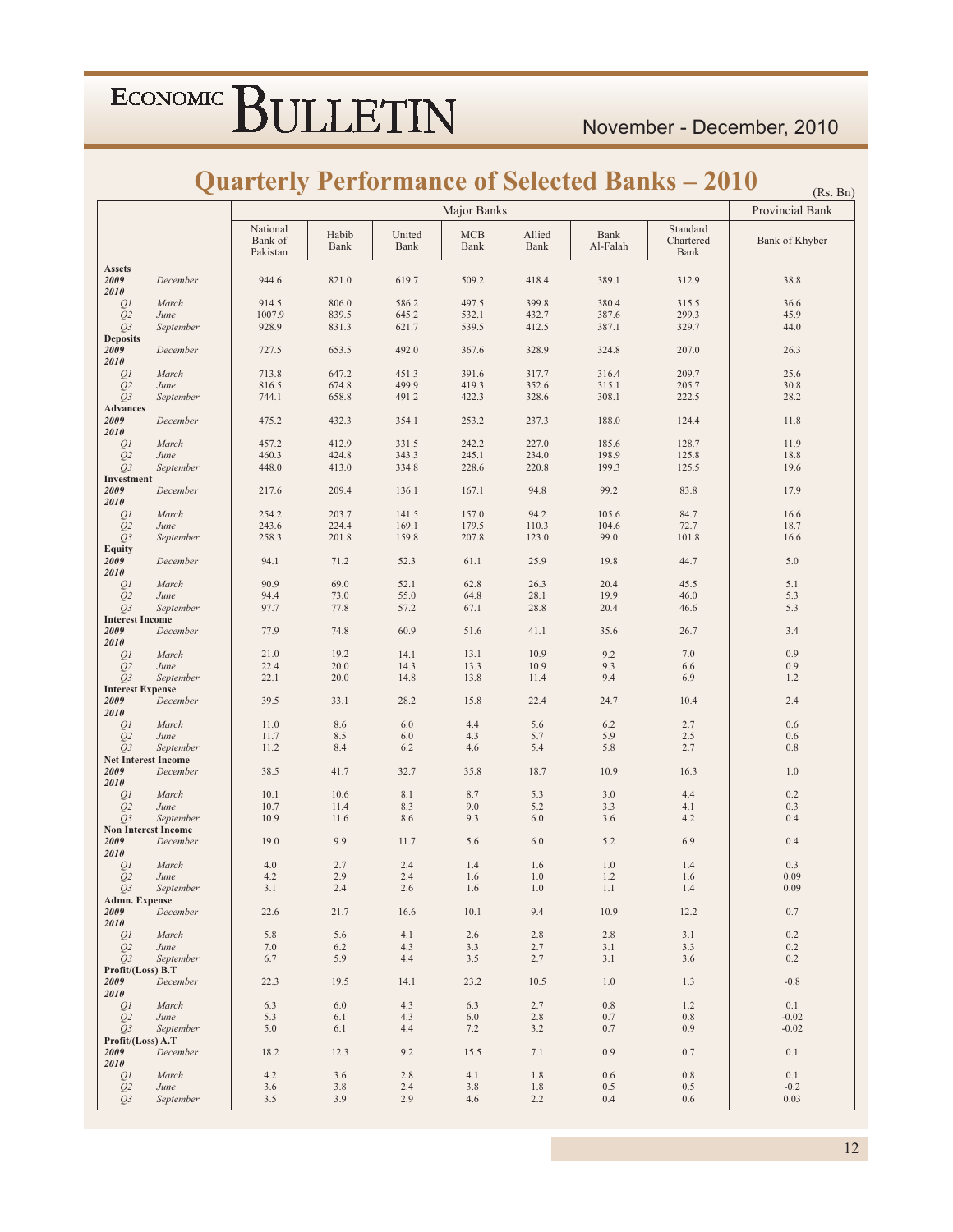# Quarterly Performance of Selected Banks – 2010

(Rs. Bn)

| | | Major Banks | | | | | | | Provincial Bank |
|---|---|---|---|---|---|---|---|---|---|
| | | National Bank of Pakistan | Habib Bank | United Bank | MCB Bank | Allied Bank | Bank Al-Falah | Standard Chartered Bank | Bank of Khyber |
| **Assets** | | | | | | | | | |
| ***2009*** | *December* | 944.6 | 821.0 | 619.7 | 509.2 | 418.4 | 389.1 | 312.9 | 38.8 |
| ***2010*** | | | | | | | | | |
| *Q1* | *March* | 914.5 | 806.0 | 586.2 | 497.5 | 399.8 | 380.4 | 315.5 | 36.6 |
| *Q2* | *June* | 1007.9 | 839.5 | 645.2 | 532.1 | 432.7 | 387.6 | 299.3 | 45.9 |
| *Q3* | *September* | 928.9 | 831.3 | 621.7 | 539.5 | 412.5 | 387.1 | 329.7 | 44.0 |
| **Deposits** | | | | | | | | | |
| ***2009*** | *December* | 727.5 | 653.5 | 492.0 | 367.6 | 328.9 | 324.8 | 207.0 | 26.3 |
| ***2010*** | | | | | | | | | |
| *Q1* | *March* | 713.8 | 647.2 | 451.3 | 391.6 | 317.7 | 316.4 | 209.7 | 25.6 |
| *Q2* | *June* | 816.5 | 674.8 | 499.9 | 419.3 | 352.6 | 315.1 | 205.7 | 30.8 |
| *Q3* | *September* | 744.1 | 658.8 | 491.2 | 422.3 | 328.6 | 308.1 | 222.5 | 28.2 |
| **Advances** | | | | | | | | | |
| ***2009*** | *December* | 475.2 | 432.3 | 354.1 | 253.2 | 237.3 | 188.0 | 124.4 | 11.8 |
| ***2010*** | | | | | | | | | |
| *Q1* | *March* | 457.2 | 412.9 | 331.5 | 242.2 | 227.0 | 185.6 | 128.7 | 11.9 |
| *Q2* | *June* | 460.3 | 424.8 | 343.3 | 245.1 | 234.0 | 198.9 | 125.8 | 18.8 |
| *Q3* | *September* | 448.0 | 413.0 | 334.8 | 228.6 | 220.8 | 199.3 | 125.5 | 19.6 |
| **Investment** | | | | | | | | | |
| ***2009*** | *December* | 217.6 | 209.4 | 136.1 | 167.1 | 94.8 | 99.2 | 83.8 | 17.9 |
| ***2010*** | | | | | | | | | |
| *Q1* | *March* | 254.2 | 203.7 | 141.5 | 157.0 | 94.2 | 105.6 | 84.7 | 16.6 |
| *Q2* | *June* | 243.6 | 224.4 | 169.1 | 179.5 | 110.3 | 104.6 | 72.7 | 18.7 |
| *Q3* | *September* | 258.3 | 201.8 | 159.8 | 207.8 | 123.0 | 99.0 | 101.8 | 16.6 |
| **Equity** | | | | | | | | | |
| ***2009*** | *December* | 94.1 | 71.2 | 52.3 | 61.1 | 25.9 | 19.8 | 44.7 | 5.0 |
| ***2010*** | | | | | | | | | |
| *Q1* | *March* | 90.9 | 69.0 | 52.1 | 62.8 | 26.3 | 20.4 | 45.5 | 5.1 |
| *Q2* | *June* | 94.4 | 73.0 | 55.0 | 64.8 | 28.1 | 19.9 | 46.0 | 5.3 |
| *Q3* | *September* | 97.7 | 77.8 | 57.2 | 67.1 | 28.8 | 20.4 | 46.6 | 5.3 |
| **Interest Income** | | | | | | | | | |
| ***2009*** | *December* | 77.9 | 74.8 | 60.9 | 51.6 | 41.1 | 35.6 | 26.7 | 3.4 |
| ***2010*** | | | | | | | | | |
| *Q1* | *March* | 21.0 | 19.2 | 14.1 | 13.1 | 10.9 | 9.2 | 7.0 | 0.9 |
| *Q2* | *June* | 22.4 | 20.0 | 14.3 | 13.3 | 10.9 | 9.3 | 6.6 | 0.9 |
| *Q3* | *September* | 22.1 | 20.0 | 14.8 | 13.8 | 11.4 | 9.4 | 6.9 | 1.2 |
| **Interest Expense** | | | | | | | | | |
| ***2009*** | *December* | 39.5 | 33.1 | 28.2 | 15.8 | 22.4 | 24.7 | 10.4 | 2.4 |
| ***2010*** | | | | | | | | | |
| *Q1* | *March* | 11.0 | 8.6 | 6.0 | 4.4 | 5.6 | 6.2 | 2.7 | 0.6 |
| *Q2* | *June* | 11.7 | 8.5 | 6.0 | 4.3 | 5.7 | 5.9 | 2.5 | 0.6 |
| *Q3* | *September* | 11.2 | 8.4 | 6.2 | 4.6 | 5.4 | 5.8 | 2.7 | 0.8 |
| **Net Interest Income** | | | | | | | | | |
| ***2009*** | *December* | 38.5 | 41.7 | 32.7 | 35.8 | 18.7 | 10.9 | 16.3 | 1.0 |
| ***2010*** | | | | | | | | | |
| *Q1* | *March* | 10.1 | 10.6 | 8.1 | 8.7 | 5.3 | 3.0 | 4.4 | 0.2 |
| *Q2* | *June* | 10.7 | 11.4 | 8.3 | 9.0 | 5.2 | 3.3 | 4.1 | 0.3 |
| *Q3* | *September* | 10.9 | 11.6 | 8.6 | 9.3 | 6.0 | 3.6 | 4.2 | 0.4 |
| **Non Interest Income** | | | | | | | | | |
| ***2009*** | *December* | 19.0 | 9.9 | 11.7 | 5.6 | 6.0 | 5.2 | 6.9 | 0.4 |
| ***2010*** | | | | | | | | | |
| *Q1* | *March* | 4.0 | 2.7 | 2.4 | 1.4 | 1.6 | 1.0 | 1.4 | 0.3 |
| *Q2* | *June* | 4.2 | 2.9 | 2.4 | 1.6 | 1.0 | 1.2 | 1.6 | 0.09 |
| *Q3* | *September* | 3.1 | 2.4 | 2.6 | 1.6 | 1.0 | 1.1 | 1.4 | 0.09 |
| **Admn. Expense** | | | | | | | | | |
| ***2009*** | *December* | 22.6 | 21.7 | 16.6 | 10.1 | 9.4 | 10.9 | 12.2 | 0.7 |
| ***2010*** | | | | | | | | | |
| *Q1* | *March* | 5.8 | 5.6 | 4.1 | 2.6 | 2.8 | 2.8 | 3.1 | 0.2 |
| *Q2* | *June* | 7.0 | 6.2 | 4.3 | 3.3 | 2.7 | 3.1 | 3.3 | 0.2 |
| *Q3* | *September* | 6.7 | 5.9 | 4.4 | 3.5 | 2.7 | 3.1 | 3.6 | 0.2 |
| **Profit/(Loss) B.T** | | | | | | | | | |
| ***2009*** | *December* | 22.3 | 19.5 | 14.1 | 23.2 | 10.5 | 1.0 | 1.3 | -0.8 |
| ***2010*** | | | | | | | | | |
| *Q1* | *March* | 6.3 | 6.0 | 4.3 | 6.3 | 2.7 | 0.8 | 1.2 | 0.1 |
| *Q2* | *June* | 5.3 | 6.1 | 4.3 | 6.0 | 2.8 | 0.7 | 0.8 | -0.02 |
| *Q3* | *September* | 5.0 | 6.1 | 4.4 | 7.2 | 3.2 | 0.7 | 0.9 | -0.02 |
| **Profit/(Loss) A.T** | | | | | | | | | |
| ***2009*** | *December* | 18.2 | 12.3 | 9.2 | 15.5 | 7.1 | 0.9 | 0.7 | 0.1 |
| ***2010*** | | | | | | | | | |
| *Q1* | *March* | 4.2 | 3.6 | 2.8 | 4.1 | 1.8 | 0.6 | 0.8 | 0.1 |
| *Q2* | *June* | 3.6 | 3.8 | 2.4 | 3.8 | 1.8 | 0.5 | 0.5 | -0.2 |
| *Q3* | *September* | 3.5 | 3.9 | 2.9 | 4.6 | 2.2 | 0.4 | 0.6 | 0.03 |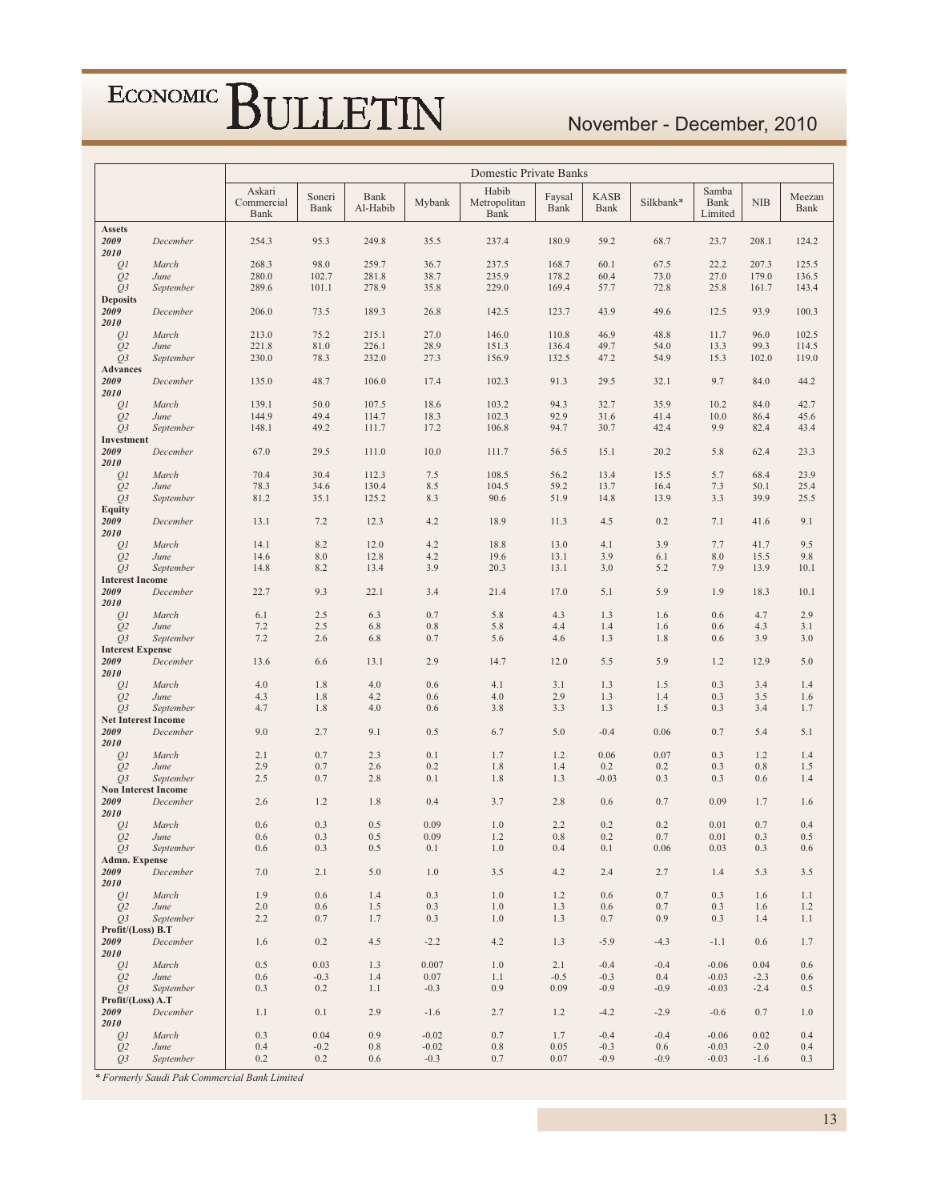| | | Domestic Private Banks | | | | | | | | | | |
|---|---|---|---|---|---|---|---|---|---|---|---|---|
| | | Askari Commercial Bank | Soneri Bank | Bank Al-Habib | Mybank | Habib Metropolitan Bank | Faysal Bank | KASB Bank | Silkbank* | Samba Bank Limited | NIB | Meezan Bank |
| **Assets** | | | | | | | | | | | | |
| **2009** | *December* | 254.3 | 95.3 | 249.8 | 35.5 | 237.4 | 180.9 | 59.2 | 68.7 | 23.7 | 208.1 | 124.2 |
| **2010** | | | | | | | | | | | | |
| *Q1* | *March* | 268.3 | 98.0 | 259.7 | 36.7 | 237.5 | 168.7 | 60.1 | 67.5 | 22.2 | 207.3 | 125.5 |
| *Q2* | *June* | 280.0 | 102.7 | 281.8 | 38.7 | 235.9 | 178.2 | 60.4 | 73.0 | 27.0 | 179.0 | 136.5 |
| *Q3* | *September* | 289.6 | 101.1 | 278.9 | 35.8 | 229.0 | 169.4 | 57.7 | 72.8 | 25.8 | 161.7 | 143.4 |
| **Deposits** | | | | | | | | | | | | |
| **2009** | *December* | 206.0 | 73.5 | 189.3 | 26.8 | 142.5 | 123.7 | 43.9 | 49.6 | 12.5 | 93.9 | 100.3 |
| **2010** | | | | | | | | | | | | |
| *Q1* | *March* | 213.0 | 75.2 | 215.1 | 27.0 | 146.0 | 110.8 | 46.9 | 48.8 | 11.7 | 96.0 | 102.5 |
| *Q2* | *June* | 221.8 | 81.0 | 226.1 | 28.9 | 151.3 | 136.4 | 49.7 | 54.0 | 13.3 | 99.3 | 114.5 |
| *Q3* | *September* | 230.0 | 78.3 | 232.0 | 27.3 | 156.9 | 132.5 | 47.2 | 54.9 | 15.3 | 102.0 | 119.0 |
| **Advances** | | | | | | | | | | | | |
| **2009** | *December* | 135.0 | 48.7 | 106.0 | 17.4 | 102.3 | 91.3 | 29.5 | 32.1 | 9.7 | 84.0 | 44.2 |
| **2010** | | | | | | | | | | | | |
| *Q1* | *March* | 139.1 | 50.0 | 107.5 | 18.6 | 103.2 | 94.3 | 32.7 | 35.9 | 10.2 | 84.0 | 42.7 |
| *Q2* | *June* | 144.9 | 49.4 | 114.7 | 18.3 | 102.3 | 92.9 | 31.6 | 41.4 | 10.0 | 86.4 | 45.6 |
| *Q3* | *September* | 148.1 | 49.2 | 111.7 | 17.2 | 106.8 | 94.7 | 30.7 | 42.4 | 9.9 | 82.4 | 43.4 |
| **Investment** | | | | | | | | | | | | |
| **2009** | *December* | 67.0 | 29.5 | 111.0 | 10.0 | 111.7 | 56.5 | 15.1 | 20.2 | 5.8 | 62.4 | 23.3 |
| **2010** | | | | | | | | | | | | |
| *Q1* | *March* | 70.4 | 30.4 | 112.3 | 7.5 | 108.5 | 56.2 | 13.4 | 15.5 | 5.7 | 68.4 | 23.9 |
| *Q2* | *June* | 78.3 | 34.6 | 130.4 | 8.5 | 104.5 | 59.2 | 13.7 | 16.4 | 7.3 | 50.1 | 25.4 |
| *Q3* | *September* | 81.2 | 35.1 | 125.2 | 8.3 | 90.6 | 51.9 | 14.8 | 13.9 | 3.3 | 39.9 | 25.5 |
| **Equity** | | | | | | | | | | | | |
| **2009** | *December* | 13.1 | 7.2 | 12.3 | 4.2 | 18.9 | 11.3 | 4.5 | 0.2 | 7.1 | 41.6 | 9.1 |
| **2010** | | | | | | | | | | | | |
| *Q1* | *March* | 14.1 | 8.2 | 12.0 | 4.2 | 18.8 | 13.0 | 4.1 | 3.9 | 7.7 | 41.7 | 9.5 |
| *Q2* | *June* | 14.6 | 8.0 | 12.8 | 4.2 | 19.6 | 13.1 | 3.9 | 6.1 | 8.0 | 15.5 | 9.8 |
| *Q3* | *September* | 14.8 | 8.2 | 13.4 | 3.9 | 20.3 | 13.1 | 3.0 | 5.2 | 7.9 | 13.9 | 10.1 |
| **Interest Income** | | | | | | | | | | | | |
| **2009** | *December* | 22.7 | 9.3 | 22.1 | 3.4 | 21.4 | 17.0 | 5.1 | 5.9 | 1.9 | 18.3 | 10.1 |
| **2010** | | | | | | | | | | | | |
| *Q1* | *March* | 6.1 | 2.5 | 6.3 | 0.7 | 5.8 | 4.3 | 1.3 | 1.6 | 0.6 | 4.7 | 2.9 |
| *Q2* | *June* | 7.2 | 2.5 | 6.8 | 0.8 | 5.8 | 4.4 | 1.4 | 1.6 | 0.6 | 4.3 | 3.1 |
| *Q3* | *September* | 7.2 | 2.6 | 6.8 | 0.7 | 5.6 | 4.6 | 1.3 | 1.8 | 0.6 | 3.9 | 3.0 |
| **Interest Expense** | | | | | | | | | | | | |
| **2009** | *December* | 13.6 | 6.6 | 13.1 | 2.9 | 14.7 | 12.0 | 5.5 | 5.9 | 1.2 | 12.9 | 5.0 |
| **2010** | | | | | | | | | | | | |
| *Q1* | *March* | 4.0 | 1.8 | 4.0 | 0.6 | 4.1 | 3.1 | 1.3 | 1.5 | 0.3 | 3.4 | 1.4 |
| *Q2* | *June* | 4.3 | 1.8 | 4.2 | 0.6 | 4.0 | 2.9 | 1.3 | 1.4 | 0.3 | 3.5 | 1.6 |
| *Q3* | *September* | 4.7 | 1.8 | 4.0 | 0.6 | 3.8 | 3.3 | 1.3 | 1.5 | 0.3 | 3.4 | 1.7 |
| **Net Interest Income** | | | | | | | | | | | | |
| **2009** | *December* | 9.0 | 2.7 | 9.1 | 0.5 | 6.7 | 5.0 | -0.4 | 0.06 | 0.7 | 5.4 | 5.1 |
| **2010** | | | | | | | | | | | | |
| *Q1* | *March* | 2.1 | 0.7 | 2.3 | 0.1 | 1.7 | 1.2 | 0.06 | 0.07 | 0.3 | 1.2 | 1.4 |
| *Q2* | *June* | 2.9 | 0.7 | 2.6 | 0.2 | 1.8 | 1.4 | 0.2 | 0.2 | 0.3 | 0.8 | 1.5 |
| *Q3* | *September* | 2.5 | 0.7 | 2.8 | 0.1 | 1.8 | 1.3 | -0.03 | 0.3 | 0.3 | 0.6 | 1.4 |
| **Non Interest Income** | | | | | | | | | | | | |
| **2009** | *December* | 2.6 | 1.2 | 1.8 | 0.4 | 3.7 | 2.8 | 0.6 | 0.7 | 0.09 | 1.7 | 1.6 |
| **2010** | | | | | | | | | | | | |
| *Q1* | *March* | 0.6 | 0.3 | 0.5 | 0.09 | 1.0 | 2.2 | 0.2 | 0.2 | 0.01 | 0.7 | 0.4 |
| *Q2* | *June* | 0.6 | 0.3 | 0.5 | 0.09 | 1.2 | 0.8 | 0.2 | 0.7 | 0.01 | 0.3 | 0.5 |
| *Q3* | *September* | 0.6 | 0.3 | 0.5 | 0.1 | 1.0 | 0.4 | 0.1 | 0.06 | 0.03 | 0.3 | 0.6 |
| **Admn. Expense** | | | | | | | | | | | | |
| **2009** | *December* | 7.0 | 2.1 | 5.0 | 1.0 | 3.5 | 4.2 | 2.4 | 2.7 | 1.4 | 5.3 | 3.5 |
| **2010** | | | | | | | | | | | | |
| *Q1* | *March* | 1.9 | 0.6 | 1.4 | 0.3 | 1.0 | 1.2 | 0.6 | 0.7 | 0.3 | 1.6 | 1.1 |
| *Q2* | *June* | 2.0 | 0.6 | 1.5 | 0.3 | 1.0 | 1.3 | 0.6 | 0.7 | 0.3 | 1.6 | 1.2 |
| *Q3* | *September* | 2.2 | 0.7 | 1.7 | 0.3 | 1.0 | 1.3 | 0.7 | 0.9 | 0.3 | 1.4 | 1.1 |
| **Profit/(Loss) B.T** | | | | | | | | | | | | |
| **2009** | *December* | 1.6 | 0.2 | 4.5 | -2.2 | 4.2 | 1.3 | -5.9 | -4.3 | -1.1 | 0.6 | 1.7 |
| **2010** | | | | | | | | | | | | |
| *Q1* | *March* | 0.5 | 0.03 | 1.3 | 0.007 | 1.0 | 2.1 | -0.4 | -0.4 | -0.06 | 0.04 | 0.6 |
| *Q2* | *June* | 0.6 | -0.3 | 1.4 | 0.07 | 1.1 | -0.5 | -0.3 | 0.4 | -0.03 | -2.3 | 0.6 |
| *Q3* | *September* | 0.3 | 0.2 | 1.1 | -0.3 | 0.9 | 0.09 | -0.9 | -0.9 | -0.03 | -2.4 | 0.5 |
| **Profit/(Loss) A.T** | | | | | | | | | | | | |
| **2009** | *December* | 1.1 | 0.1 | 2.9 | -1.6 | 2.7 | 1.2 | -4.2 | -2.9 | -0.6 | 0.7 | 1.0 |
| **2010** | | | | | | | | | | | | |
| *Q1* | *March* | 0.3 | 0.04 | 0.9 | -0.02 | 0.7 | 1.7 | -0.4 | -0.4 | -0.06 | 0.02 | 0.4 |
| *Q2* | *June* | 0.4 | -0.2 | 0.8 | -0.02 | 0.8 | 0.05 | -0.3 | 0.6 | -0.03 | -2.0 | 0.4 |
| *Q3* | *September* | 0.2 | 0.2 | 0.6 | -0.3 | 0.7 | 0.07 | -0.9 | -0.9 | -0.03 | -1.6 | 0.3 |

*\* Formerly Saudi Pak Commercial Bank Limited*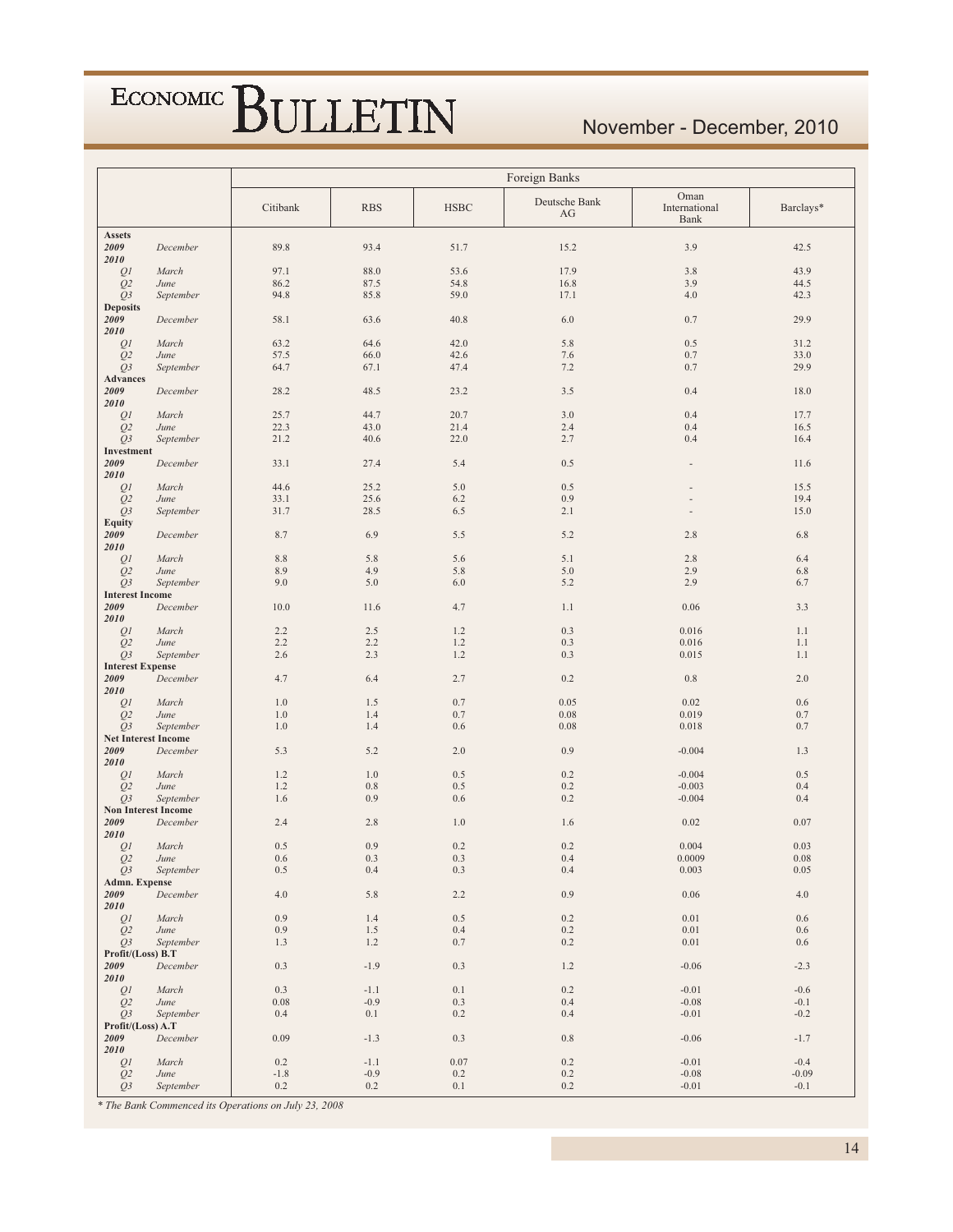| | | Foreign Banks | | | | | |
|---|---|---|---|---|---|---|---|
| | | Citibank | RBS | HSBC | Deutsche Bank AG | Oman International Bank | Barclays* |
| **Assets** | | | | | | | |
| ***2009*** | *December* | 89.8 | 93.4 | 51.7 | 15.2 | 3.9 | 42.5 |
| ***2010*** | | | | | | | |
| *Q1* | *March* | 97.1 | 88.0 | 53.6 | 17.9 | 3.8 | 43.9 |
| *Q2* | *June* | 86.2 | 87.5 | 54.8 | 16.8 | 3.9 | 44.5 |
| *Q3* | *September* | 94.8 | 85.8 | 59.0 | 17.1 | 4.0 | 42.3 |
| **Deposits** | | | | | | | |
| ***2009*** | *December* | 58.1 | 63.6 | 40.8 | 6.0 | 0.7 | 29.9 |
| ***2010*** | | | | | | | |
| *Q1* | *March* | 63.2 | 64.6 | 42.0 | 5.8 | 0.5 | 31.2 |
| *Q2* | *June* | 57.5 | 66.0 | 42.6 | 7.6 | 0.7 | 33.0 |
| *Q3* | *September* | 64.7 | 67.1 | 47.4 | 7.2 | 0.7 | 29.9 |
| **Advances** | | | | | | | |
| ***2009*** | *December* | 28.2 | 48.5 | 23.2 | 3.5 | 0.4 | 18.0 |
| ***2010*** | | | | | | | |
| *Q1* | *March* | 25.7 | 44.7 | 20.7 | 3.0 | 0.4 | 17.7 |
| *Q2* | *June* | 22.3 | 43.0 | 21.4 | 2.4 | 0.4 | 16.5 |
| *Q3* | *September* | 21.2 | 40.6 | 22.0 | 2.7 | 0.4 | 16.4 |
| **Investment** | | | | | | | |
| ***2009*** | *December* | 33.1 | 27.4 | 5.4 | 0.5 | - | 11.6 |
| ***2010*** | | | | | | | |
| *Q1* | *March* | 44.6 | 25.2 | 5.0 | 0.5 | - | 15.5 |
| *Q2* | *June* | 33.1 | 25.6 | 6.2 | 0.9 | - | 19.4 |
| *Q3* | *September* | 31.7 | 28.5 | 6.5 | 2.1 | - | 15.0 |
| **Equity** | | | | | | | |
| ***2009*** | *December* | 8.7 | 6.9 | 5.5 | 5.2 | 2.8 | 6.8 |
| ***2010*** | | | | | | | |
| *Q1* | *March* | 8.8 | 5.8 | 5.6 | 5.1 | 2.8 | 6.4 |
| *Q2* | *June* | 8.9 | 4.9 | 5.8 | 5.0 | 2.9 | 6.8 |
| *Q3* | *September* | 9.0 | 5.0 | 6.0 | 5.2 | 2.9 | 6.7 |
| **Interest Income** | | | | | | | |
| ***2009*** | *December* | 10.0 | 11.6 | 4.7 | 1.1 | 0.06 | 3.3 |
| ***2010*** | | | | | | | |
| *Q1* | *March* | 2.2 | 2.5 | 1.2 | 0.3 | 0.016 | 1.1 |
| *Q2* | *June* | 2.2 | 2.2 | 1.2 | 0.3 | 0.016 | 1.1 |
| *Q3* | *September* | 2.6 | 2.3 | 1.2 | 0.3 | 0.015 | 1.1 |
| **Interest Expense** | | | | | | | |
| ***2009*** | *December* | 4.7 | 6.4 | 2.7 | 0.2 | 0.8 | 2.0 |
| ***2010*** | | | | | | | |
| *Q1* | *March* | 1.0 | 1.5 | 0.7 | 0.05 | 0.02 | 0.6 |
| *Q2* | *June* | 1.0 | 1.4 | 0.7 | 0.08 | 0.019 | 0.7 |
| *Q3* | *September* | 1.0 | 1.4 | 0.6 | 0.08 | 0.018 | 0.7 |
| **Net Interest Income** | | | | | | | |
| ***2009*** | *December* | 5.3 | 5.2 | 2.0 | 0.9 | -0.004 | 1.3 |
| ***2010*** | | | | | | | |
| *Q1* | *March* | 1.2 | 1.0 | 0.5 | 0.2 | -0.004 | 0.5 |
| *Q2* | *June* | 1.2 | 0.8 | 0.5 | 0.2 | -0.003 | 0.4 |
| *Q3* | *September* | 1.6 | 0.9 | 0.6 | 0.2 | -0.004 | 0.4 |
| **Non Interest Income** | | | | | | | |
| ***2009*** | *December* | 2.4 | 2.8 | 1.0 | 1.6 | 0.02 | 0.07 |
| ***2010*** | | | | | | | |
| *Q1* | *March* | 0.5 | 0.9 | 0.2 | 0.2 | 0.004 | 0.03 |
| *Q2* | *June* | 0.6 | 0.3 | 0.3 | 0.4 | 0.0009 | 0.08 |
| *Q3* | *September* | 0.5 | 0.4 | 0.3 | 0.4 | 0.003 | 0.05 |
| **Admn. Expense** | | | | | | | |
| ***2009*** | *December* | 4.0 | 5.8 | 2.2 | 0.9 | 0.06 | 4.0 |
| ***2010*** | | | | | | | |
| *Q1* | *March* | 0.9 | 1.4 | 0.5 | 0.2 | 0.01 | 0.6 |
| *Q2* | *June* | 0.9 | 1.5 | 0.4 | 0.2 | 0.01 | 0.6 |
| *Q3* | *September* | 1.3 | 1.2 | 0.7 | 0.2 | 0.01 | 0.6 |
| **Profit/(Loss) B.T** | | | | | | | |
| ***2009*** | *December* | 0.3 | -1.9 | 0.3 | 1.2 | -0.06 | -2.3 |
| ***2010*** | | | | | | | |
| *Q1* | *March* | 0.3 | -1.1 | 0.1 | 0.2 | -0.01 | -0.6 |
| *Q2* | *June* | 0.08 | -0.9 | 0.3 | 0.4 | -0.08 | -0.1 |
| *Q3* | *September* | 0.4 | 0.1 | 0.2 | 0.4 | -0.01 | -0.2 |
| **Profit/(Loss) A.T** | | | | | | | |
| ***2009*** | *December* | 0.09 | -1.3 | 0.3 | 0.8 | -0.06 | -1.7 |
| ***2010*** | | | | | | | |
| *Q1* | *March* | 0.2 | -1.1 | 0.07 | 0.2 | -0.01 | -0.4 |
| *Q2* | *June* | -1.8 | -0.9 | 0.2 | 0.2 | -0.08 | -0.09 |
| *Q3* | *September* | 0.2 | 0.2 | 0.1 | 0.2 | -0.01 | -0.1 |

*\* The Bank Commenced its Operations on July 23, 2008*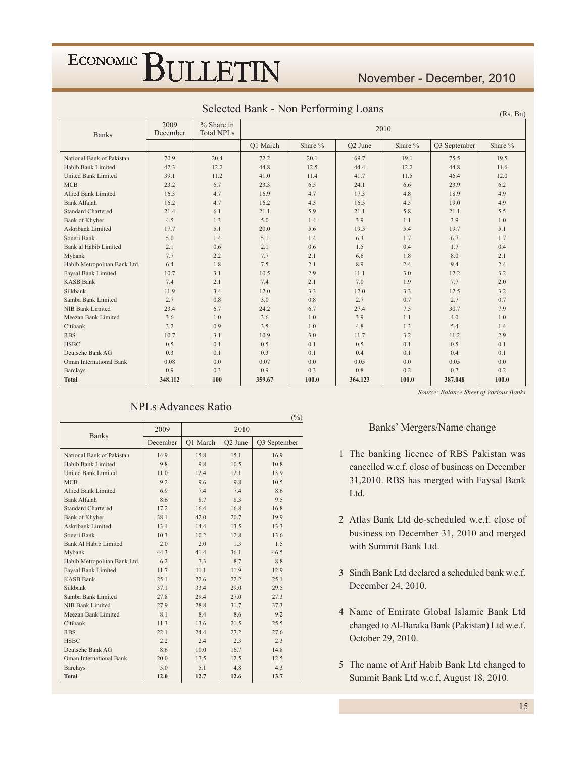## Selected Bank - Non Performing Loans

(Rs. Bn)

| Banks | 2009 December | % Share in Total NPLs | 2010 | | | | | |
|---|---|---|---|---|---|---|---|---|
| | | | Q1 March | Share % | Q2 June | Share % | Q3 September | Share % |
| National Bank of Pakistan | 70.9 | 20.4 | 72.2 | 20.1 | 69.7 | 19.1 | 75.5 | 19.5 |
| Habib Bank Limited | 42.3 | 12.2 | 44.8 | 12.5 | 44.4 | 12.2 | 44.8 | 11.6 |
| United Bank Limited | 39.1 | 11.2 | 41.0 | 11.4 | 41.7 | 11.5 | 46.4 | 12.0 |
| MCB | 23.2 | 6.7 | 23.3 | 6.5 | 24.1 | 6.6 | 23.9 | 6.2 |
| Allied Bank Limited | 16.3 | 4.7 | 16.9 | 4.7 | 17.3 | 4.8 | 18.9 | 4.9 |
| Bank Alfalah | 16.2 | 4.7 | 16.2 | 4.5 | 16.5 | 4.5 | 19.0 | 4.9 |
| Standard Chartered | 21.4 | 6.1 | 21.1 | 5.9 | 21.1 | 5.8 | 21.1 | 5.5 |
| Bank of Khyber | 4.5 | 1.3 | 5.0 | 1.4 | 3.9 | 1.1 | 3.9 | 1.0 |
| Askribank Limited | 17.7 | 5.1 | 20.0 | 5.6 | 19.5 | 5.4 | 19.7 | 5.1 |
| Soneri Bank | 5.0 | 1.4 | 5.1 | 1.4 | 6.3 | 1.7 | 6.7 | 1.7 |
| Bank al Habib Limited | 2.1 | 0.6 | 2.1 | 0.6 | 1.5 | 0.4 | 1.7 | 0.4 |
| Mybank | 7.7 | 2.2 | 7.7 | 2.1 | 6.6 | 1.8 | 8.0 | 2.1 |
| Habib Metropolitan Bank Ltd. | 6.4 | 1.8 | 7.5 | 2.1 | 8.9 | 2.4 | 9.4 | 2.4 |
| Faysal Bank Limited | 10.7 | 3.1 | 10.5 | 2.9 | 11.1 | 3.0 | 12.2 | 3.2 |
| KASB Bank | 7.4 | 2.1 | 7.4 | 2.1 | 7.0 | 1.9 | 7.7 | 2.0 |
| Silkbank | 11.9 | 3.4 | 12.0 | 3.3 | 12.0 | 3.3 | 12.5 | 3.2 |
| Samba Bank Limited | 2.7 | 0.8 | 3.0 | 0.8 | 2.7 | 0.7 | 2.7 | 0.7 |
| NIB Bank Limited | 23.4 | 6.7 | 24.2 | 6.7 | 27.4 | 7.5 | 30.7 | 7.9 |
| Meezan Bank Limited | 3.6 | 1.0 | 3.6 | 1.0 | 3.9 | 1.1 | 4.0 | 1.0 |
| Citibank | 3.2 | 0.9 | 3.5 | 1.0 | 4.8 | 1.3 | 5.4 | 1.4 |
| RBS | 10.7 | 3.1 | 10.9 | 3.0 | 11.7 | 3.2 | 11.2 | 2.9 |
| HSBC | 0.5 | 0.1 | 0.5 | 0.1 | 0.5 | 0.1 | 0.5 | 0.1 |
| Deutsche Bank AG | 0.3 | 0.1 | 0.3 | 0.1 | 0.4 | 0.1 | 0.4 | 0.1 |
| Oman International Bank | 0.08 | 0.0 | 0.07 | 0.0 | 0.05 | 0.0 | 0.05 | 0.0 |
| Barclays | 0.9 | 0.3 | 0.9 | 0.3 | 0.8 | 0.2 | 0.7 | 0.2 |
| **Total** | **348.112** | **100** | **359.67** | **100.0** | **364.123** | **100.0** | **387.048** | **100.0** |

*Source: Balance Sheet of Various Banks*

## NPLs Advances Ratio

(%)

| Banks | 2009 | 2010 | | |
|---|---|---|---|---|
| | December | Q1 March | Q2 June | Q3 September |
| National Bank of Pakistan | 14.9 | 15.8 | 15.1 | 16.9 |
| Habib Bank Limited | 9.8 | 9.8 | 10.5 | 10.8 |
| United Bank Limited | 11.0 | 12.4 | 12.1 | 13.9 |
| MCB | 9.2 | 9.6 | 9.8 | 10.5 |
| Allied Bank Limited | 6.9 | 7.4 | 7.4 | 8.6 |
| Bank Alfalah | 8.6 | 8.7 | 8.3 | 9.5 |
| Standard Chartered | 17.2 | 16.4 | 16.8 | 16.8 |
| Bank of Khyber | 38.1 | 42.0 | 20.7 | 19.9 |
| Askribank Limited | 13.1 | 14.4 | 13.5 | 13.3 |
| Soneri Bank | 10.3 | 10.2 | 12.8 | 13.6 |
| Bank Al Habib Limited | 2.0 | 2.0 | 1.3 | 1.5 |
| Mybank | 44.3 | 41.4 | 36.1 | 46.5 |
| Habib Metropolitan Bank Ltd. | 6.2 | 7.3 | 8.7 | 8.8 |
| Faysal Bank Limited | 11.7 | 11.1 | 11.9 | 12.9 |
| KASB Bank | 25.1 | 22.6 | 22.2 | 25.1 |
| Silkbank | 37.1 | 33.4 | 29.0 | 29.5 |
| Samba Bank Limited | 27.8 | 29.4 | 27.0 | 27.3 |
| NIB Bank Limited | 27.9 | 28.8 | 31.7 | 37.3 |
| Meezan Bank Limited | 8.1 | 8.4 | 8.6 | 9.2 |
| Citibank | 11.3 | 13.6 | 21.5 | 25.5 |
| RBS | 22.1 | 24.4 | 27.2 | 27.6 |
| HSBC | 2.2 | 2.4 | 2.3 | 2.3 |
| Deutsche Bank AG | 8.6 | 10.0 | 16.7 | 14.8 |
| Oman International Bank | 20.0 | 17.5 | 12.5 | 12.5 |
| Barclays | 5.0 | 5.1 | 4.8 | 4.3 |
| **Total** | **12.0** | **12.7** | **12.6** | **13.7** |

## Banks' Mergers/Name change

1. The banking licence of RBS Pakistan was cancelled w.e.f. close of business on December 31,2010. RBS has merged with Faysal Bank Ltd.

2. Atlas Bank Ltd de-scheduled w.e.f. close of business on December 31, 2010 and merged with Summit Bank Ltd.

3. Sindh Bank Ltd declared a scheduled bank w.e.f. December 24, 2010.

4. Name of Emirate Global Islamic Bank Ltd changed to Al-Baraka Bank (Pakistan) Ltd w.e.f. October 29, 2010.

5. The name of Arif Habib Bank Ltd changed to Summit Bank Ltd w.e.f. August 18, 2010.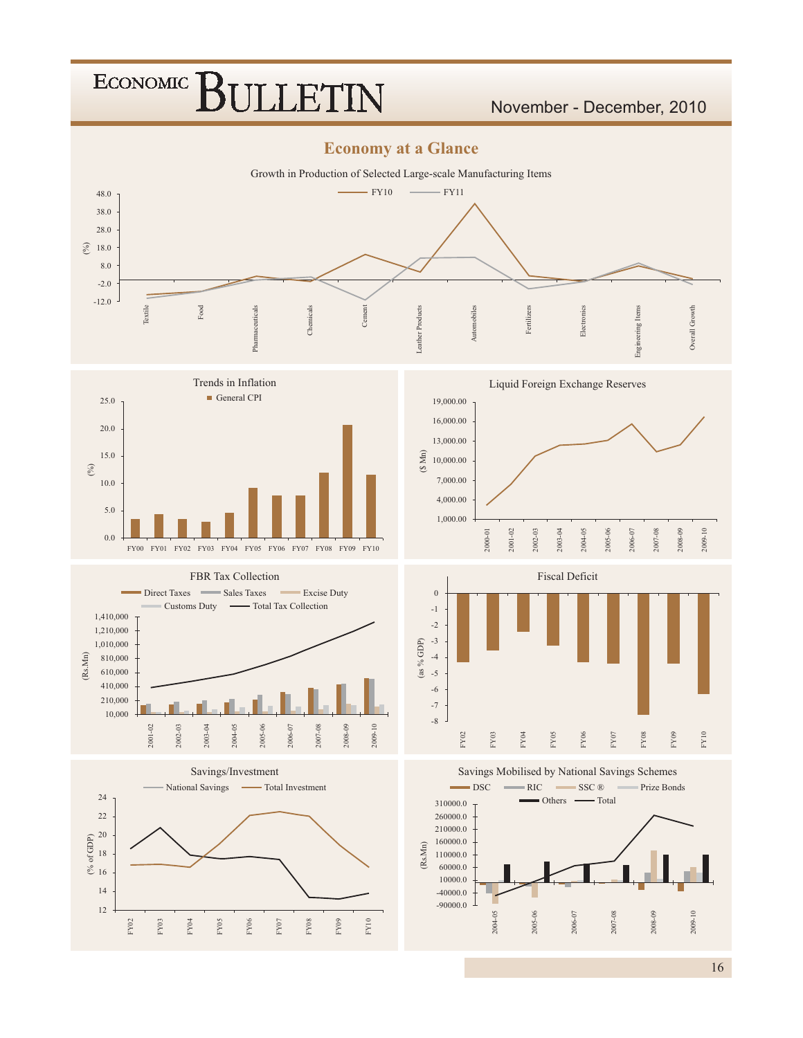## Economy at a Glance

Growth in Production of Selected Large-scale Manufacturing Items

FY10 FY11

(%)

Textile, Food, Pharmaceuticals, Chemicals, Cement, Leather Products, Automobiles, Fertilizers, Electronics, Engineering Items, Overall Growth

Trends in Inflation

General CPI

(%)

FY00 FY01 FY02 FY03 FY04 FY05 FY06 FY07 FY08 FY09 FY10

Liquid Foreign Exchange Reserves

($ Mn)

2000-01 2001-02 2002-03 2003-04 2004-05 2005-06 2006-07 2007-08 2008-09 2009-10

FBR Tax Collection

Direct Taxes, Sales Taxes, Excise Duty, Customs Duty, Total Tax Collection

(Rs.Mn)

2001-02 2002-03 2003-04 2004-05 2005-06 2006-07 2007-08 2008-09 2009-10

Fiscal Deficit

(as % GDP)

FY02 FY03 FY04 FY05 FY06 FY07 FY08 FY09 FY10

Savings/Investment

National Savings, Total Investment

(% of GDP)

FY02 FY03 FY04 FY05 FY06 FY07 FY08 FY09 FY10

Savings Mobilised by National Savings Schemes

DSC, RIC, SSC ®, Prize Bonds, Others, Total

(Rs.Mn)

2004-05 2005-06 2006-07 2007-08 2008-09 2009-10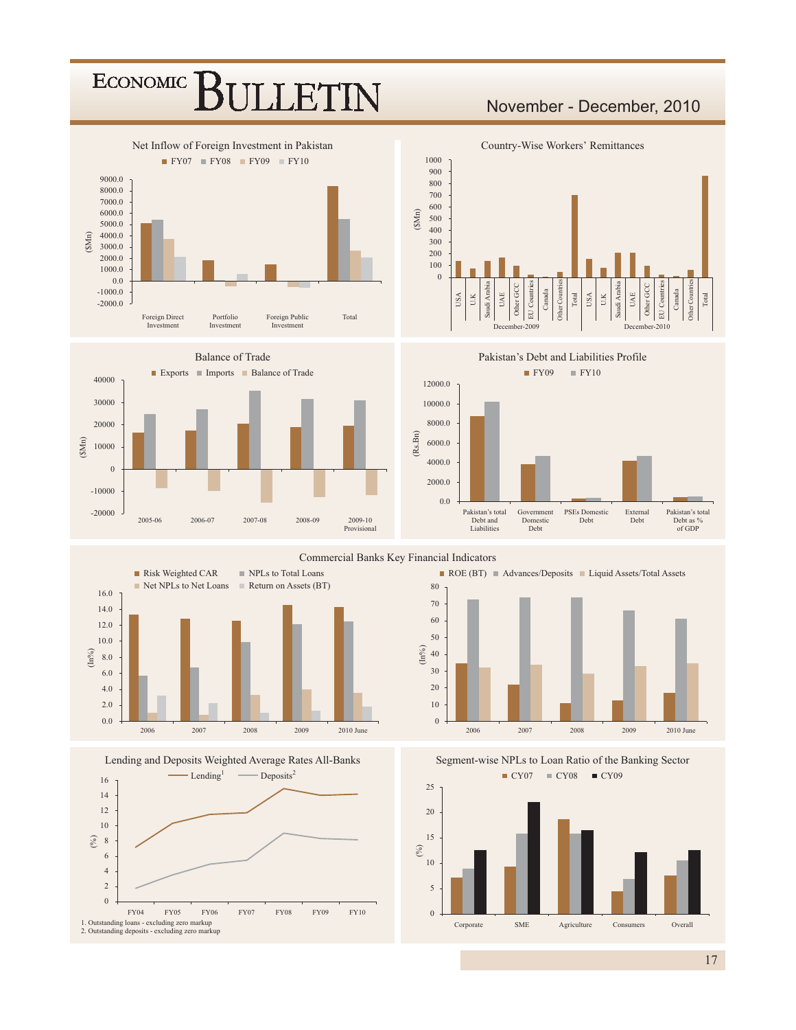### Net Inflow of Foreign Investment in Pakistan

FY07 | FY08 | FY09 | FY10

($Mn)

Foreign Direct Investment | Portfolio Investment | Foreign Public Investment | Total

### Country-Wise Workers' Remittances

($Mn)

December-2009: USA, U.K, Saudi Arabia, UAE, Other GCC, EU Countries, Canada, Other Countries, Total

December-2010: USA, U.K, Saudi Arabia, UAE, Other GCC, EU Countries, Canada, Other Countries, Total

### Balance of Trade

Exports | Imports | Balance of Trade

($Mn)

2005-06 | 2006-07 | 2007-08 | 2008-09 | 2009-10 Provisional

### Pakistan's Debt and Liabilities Profile

FY09 | FY10

(Rs.Bn)

Pakistan's total Debt and Liabilities | Government Domestic Debt | PSEs Domestic Debt | External Debt | Pakistan's total Debt as % of GDP

### Commercial Banks Key Financial Indicators

Risk Weighted CAR | NPLs to Total Loans | Net NPLs to Net Loans | Return on Assets (BT)

(In%)

2006 | 2007 | 2008 | 2009 | 2010 June

ROE (BT) | Advances/Deposits | Liquid Assets/Total Assets

(In%)

2006 | 2007 | 2008 | 2009 | 2010 June

### Lending and Deposits Weighted Average Rates All-Banks

Lending[1] | Deposits[2]

(%)

FY04 | FY05 | FY06 | FY07 | FY08 | FY09 | FY10

1. Outstanding loans - excluding zero markup
2. Outstanding deposits - excluding zero markup

### Segment-wise NPLs to Loan Ratio of the Banking Sector

CY07 | CY08 | CY09

(%)

Corporate | SME | Agriculture | Consumers | Overall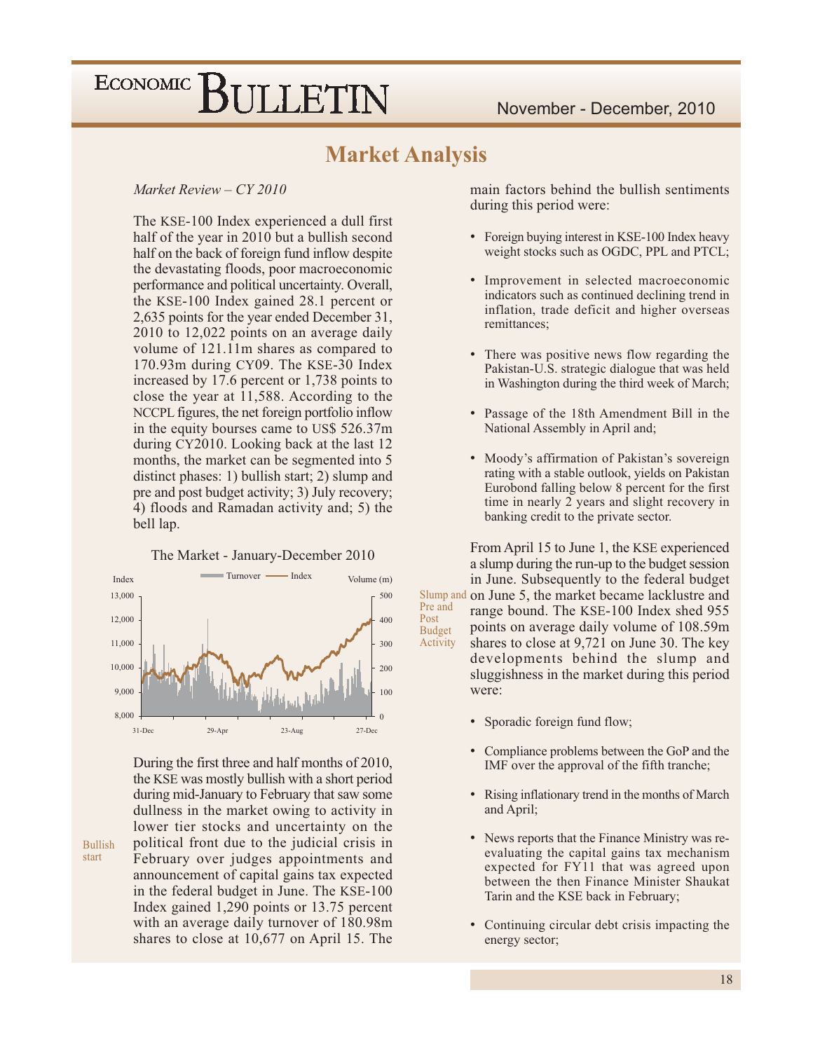# Market Analysis

*Market Review – CY 2010*

The KSE-100 Index experienced a dull first half of the year in 2010 but a bullish second half on the back of foreign fund inflow despite the devastating floods, poor macroeconomic performance and political uncertainty. Overall, the KSE-100 Index gained 28.1 percent or 2,635 points for the year ended December 31, 2010 to 12,022 points on an average daily volume of 121.11m shares as compared to 170.93m during CY09. The KSE-30 Index increased by 17.6 percent or 1,738 points to close the year at 11,588. According to the NCCPL figures, the net foreign portfolio inflow in the equity bourses came to US$ 526.37m during CY2010. Looking back at the last 12 months, the market can be segmented into 5 distinct phases: 1) bullish start; 2) slump and pre and post budget activity; 3) July recovery; 4) floods and Ramadan activity and; 5) the bell lap.

The Market - January-December 2010

Bullish start

During the first three and half months of 2010, the KSE was mostly bullish with a short period during mid-January to February that saw some dullness in the market owing to activity in lower tier stocks and uncertainty on the political front due to the judicial crisis in February over judges appointments and announcement of capital gains tax expected in the federal budget in June. The KSE-100 Index gained 1,290 points or 13.75 percent with an average daily turnover of 180.98m shares to close at 10,677 on April 15. The main factors behind the bullish sentiments during this period were:

- Foreign buying interest in KSE-100 Index heavy weight stocks such as OGDC, PPL and PTCL;
- Improvement in selected macroeconomic indicators such as continued declining trend in inflation, trade deficit and higher overseas remittances;
- There was positive news flow regarding the Pakistan-U.S. strategic dialogue that was held in Washington during the third week of March;
- Passage of the 18th Amendment Bill in the National Assembly in April and;
- Moody's affirmation of Pakistan's sovereign rating with a stable outlook, yields on Pakistan Eurobond falling below 8 percent for the first time in nearly 2 years and slight recovery in banking credit to the private sector.

Slump and Pre and Post Budget Activity

From April 15 to June 1, the KSE experienced a slump during the run-up to the budget session in June. Subsequently to the federal budget on June 5, the market became lacklustre and range bound. The KSE-100 Index shed 955 points on average daily volume of 108.59m shares to close at 9,721 on June 30. The key developments behind the slump and sluggishness in the market during this period were:

- Sporadic foreign fund flow;
- Compliance problems between the GoP and the IMF over the approval of the fifth tranche;
- Rising inflationary trend in the months of March and April;
- News reports that the Finance Ministry was re-evaluating the capital gains tax mechanism expected for FY11 that was agreed upon between the then Finance Minister Shaukat Tarin and the KSE back in February;
- Continuing circular debt crisis impacting the energy sector;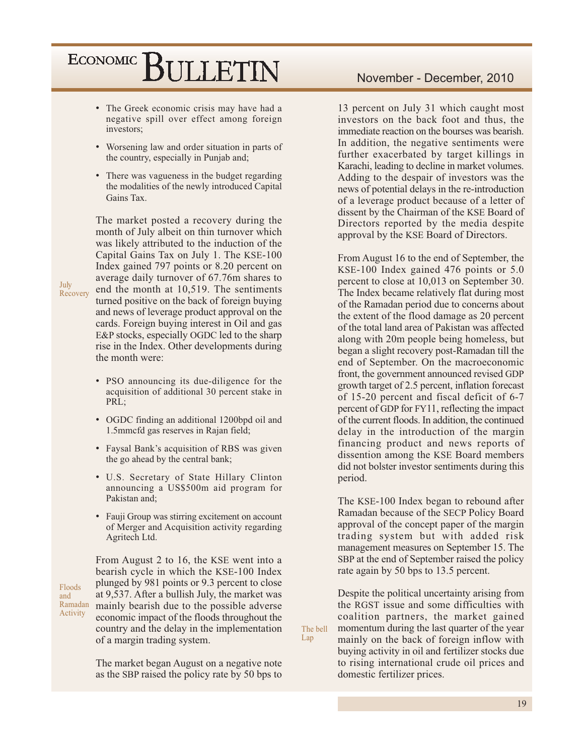- The Greek economic crisis may have had a negative spill over effect among foreign investors;
- Worsening law and order situation in parts of the country, especially in Punjab and;
- There was vagueness in the budget regarding the modalities of the newly introduced Capital Gains Tax.

### July Recovery

The market posted a recovery during the month of July albeit on thin turnover which was likely attributed to the induction of the Capital Gains Tax on July 1. The KSE-100 Index gained 797 points or 8.20 percent on average daily turnover of 67.76m shares to end the month at 10,519. The sentiments turned positive on the back of foreign buying and news of leverage product approval on the cards. Foreign buying interest in Oil and gas E&P stocks, especially OGDC led to the sharp rise in the Index. Other developments during the month were:

- PSO announcing its due-diligence for the acquisition of additional 30 percent stake in PRL;
- OGDC finding an additional 1200bpd oil and 1.5mmcfd gas reserves in Rajan field;
- Faysal Bank's acquisition of RBS was given the go ahead by the central bank;
- U.S. Secretary of State Hillary Clinton announcing a US$500m aid program for Pakistan and;
- Fauji Group was stirring excitement on account of Merger and Acquisition activity regarding Agritech Ltd.

### Floods and Ramadan Activity

From August 2 to 16, the KSE went into a bearish cycle in which the KSE-100 Index plunged by 981 points or 9.3 percent to close at 9,537. After a bullish July, the market was mainly bearish due to the possible adverse economic impact of the floods throughout the country and the delay in the implementation of a margin trading system.

The market began August on a negative note as the SBP raised the policy rate by 50 bps to 13 percent on July 31 which caught most investors on the back foot and thus, the immediate reaction on the bourses was bearish. In addition, the negative sentiments were further exacerbated by target killings in Karachi, leading to decline in market volumes. Adding to the despair of investors was the news of potential delays in the re-introduction of a leverage product because of a letter of dissent by the Chairman of the KSE Board of Directors reported by the media despite approval by the KSE Board of Directors.

From August 16 to the end of September, the KSE-100 Index gained 476 points or 5.0 percent to close at 10,013 on September 30. The Index became relatively flat during most of the Ramadan period due to concerns about the extent of the flood damage as 20 percent of the total land area of Pakistan was affected along with 20m people being homeless, but began a slight recovery post-Ramadan till the end of September. On the macroeconomic front, the government announced revised GDP growth target of 2.5 percent, inflation forecast of 15-20 percent and fiscal deficit of 6-7 percent of GDP for FY11, reflecting the impact of the current floods. In addition, the continued delay in the introduction of the margin financing product and news reports of dissention among the KSE Board members did not bolster investor sentiments during this period.

The KSE-100 Index began to rebound after Ramadan because of the SECP Policy Board approval of the concept paper of the margin trading system but with added risk management measures on September 15. The SBP at the end of September raised the policy rate again by 50 bps to 13.5 percent.

### The bell Lap

Despite the political uncertainty arising from the RGST issue and some difficulties with coalition partners, the market gained momentum during the last quarter of the year mainly on the back of foreign inflow with buying activity in oil and fertilizer stocks due to rising international crude oil prices and domestic fertilizer prices.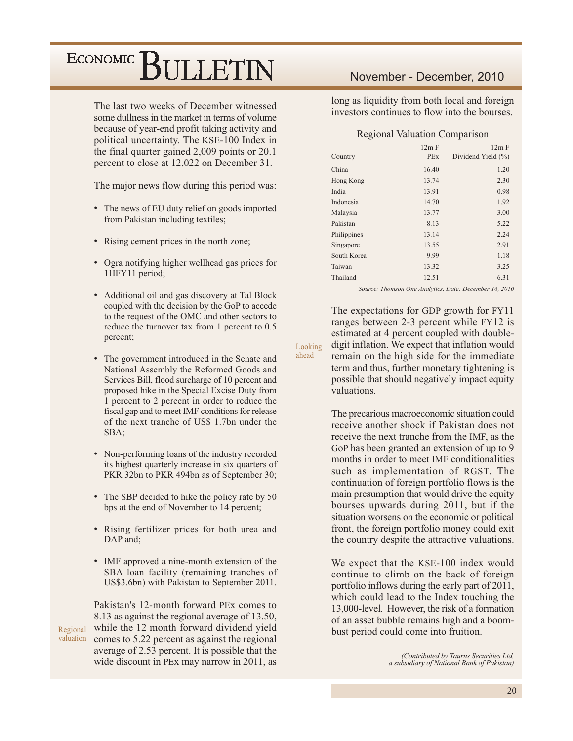The last two weeks of December witnessed some dullness in the market in terms of volume because of year-end profit taking activity and political uncertainty. The KSE-100 Index in the final quarter gained 2,009 points or 20.1 percent to close at 12,022 on December 31.

The major news flow during this period was:

- The news of EU duty relief on goods imported from Pakistan including textiles;
- Rising cement prices in the north zone;
- Ogra notifying higher wellhead gas prices for 1HFY11 period;
- Additional oil and gas discovery at Tal Block coupled with the decision by the GoP to accede to the request of the OMC and other sectors to reduce the turnover tax from 1 percent to 0.5 percent;
- The government introduced in the Senate and National Assembly the Reformed Goods and Services Bill, flood surcharge of 10 percent and proposed hike in the Special Excise Duty from 1 percent to 2 percent in order to reduce the fiscal gap and to meet IMF conditions for release of the next tranche of US$ 1.7bn under the SBA;
- Non-performing loans of the industry recorded its highest quarterly increase in six quarters of PKR 32bn to PKR 494bn as of September 30;
- The SBP decided to hike the policy rate by 50 bps at the end of November to 14 percent;
- Rising fertilizer prices for both urea and DAP and;
- IMF approved a nine-month extension of the SBA loan facility (remaining tranches of US$3.6bn) with Pakistan to September 2011.

**Regional valuation**

Pakistan's 12-month forward PEx comes to 8.13 as against the regional average of 13.50, while the 12 month forward dividend yield comes to 5.22 percent as against the regional average of 2.53 percent. It is possible that the wide discount in PEx may narrow in 2011, as long as liquidity from both local and foreign investors continues to flow into the bourses.

Regional Valuation Comparison

| Country | 12m F PEx | 12m F Dividend Yield (%) |
|---|---|---|
| China | 16.40 | 1.20 |
| Hong Kong | 13.74 | 2.30 |
| India | 13.91 | 0.98 |
| Indonesia | 14.70 | 1.92 |
| Malaysia | 13.77 | 3.00 |
| Pakistan | 8.13 | 5.22 |
| Philippines | 13.14 | 2.24 |
| Singapore | 13.55 | 2.91 |
| South Korea | 9.99 | 1.18 |
| Taiwan | 13.32 | 3.25 |
| Thailand | 12.51 | 6.31 |

*Source: Thomson One Analytics, Date: December 16, 2010*

**Looking ahead**

The expectations for GDP growth for FY11 ranges between 2-3 percent while FY12 is estimated at 4 percent coupled with double-digit inflation. We expect that inflation would remain on the high side for the immediate term and thus, further monetary tightening is possible that should negatively impact equity valuations.

The precarious macroeconomic situation could receive another shock if Pakistan does not receive the next tranche from the IMF, as the GoP has been granted an extension of up to 9 months in order to meet IMF conditionalities such as implementation of RGST. The continuation of foreign portfolio flows is the main presumption that would drive the equity bourses upwards during 2011, but if the situation worsens on the economic or political front, the foreign portfolio money could exit the country despite the attractive valuations.

We expect that the KSE-100 index would continue to climb on the back of foreign portfolio inflows during the early part of 2011, which could lead to the Index touching the 13,000-level. However, the risk of a formation of an asset bubble remains high and a boom-bust period could come into fruition.

*(Contributed by Taurus Securities Ltd, a subsidiary of National Bank of Pakistan)*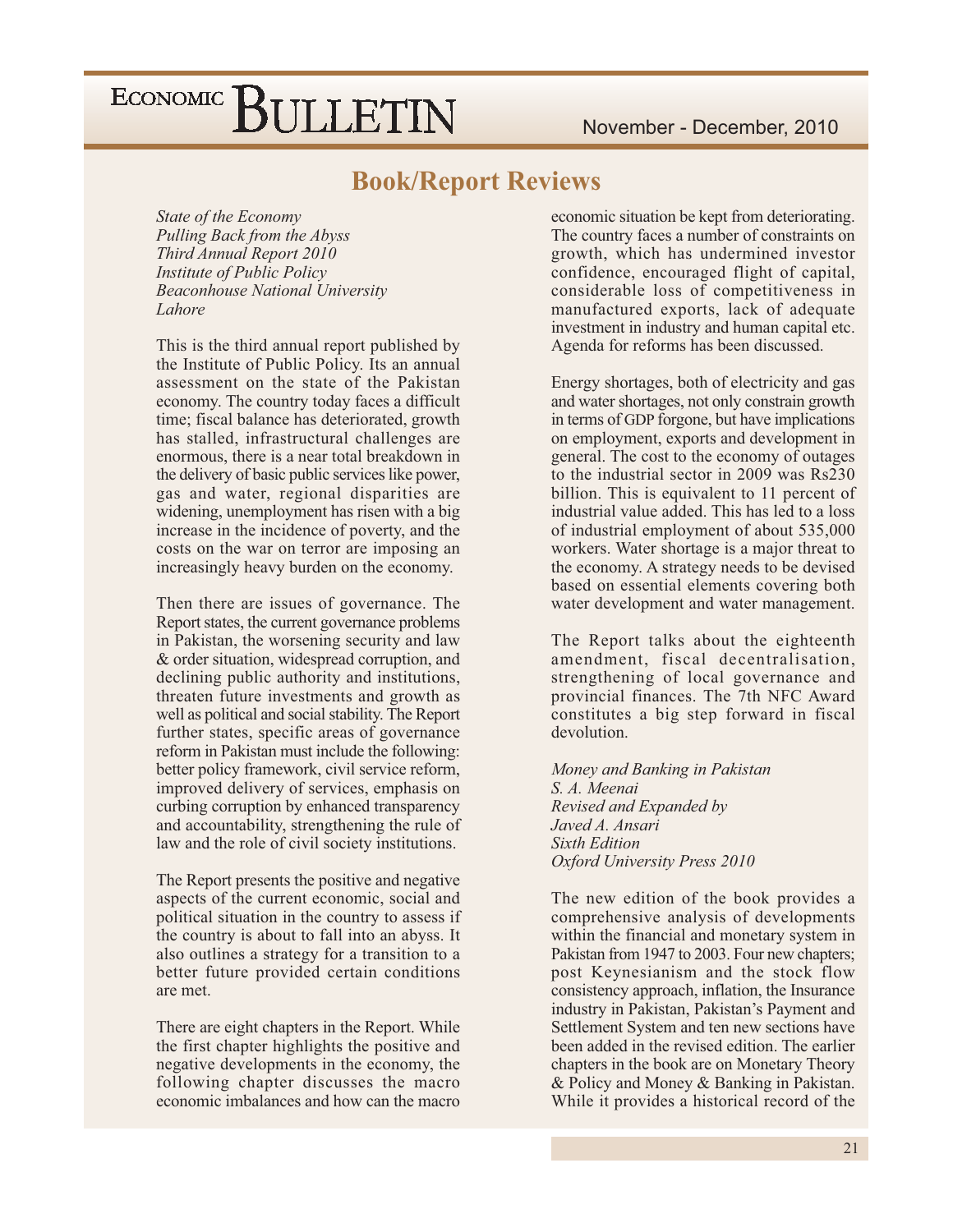## Book/Report Reviews

*State of the Economy*
*Pulling Back from the Abyss*
*Third Annual Report 2010*
*Institute of Public Policy*
*Beaconhouse National University*
*Lahore*

This is the third annual report published by the Institute of Public Policy. Its an annual assessment on the state of the Pakistan economy. The country today faces a difficult time; fiscal balance has deteriorated, growth has stalled, infrastructural challenges are enormous, there is a near total breakdown in the delivery of basic public services like power, gas and water, regional disparities are widening, unemployment has risen with a big increase in the incidence of poverty, and the costs on the war on terror are imposing an increasingly heavy burden on the economy.

Then there are issues of governance. The Report states, the current governance problems in Pakistan, the worsening security and law & order situation, widespread corruption, and declining public authority and institutions, threaten future investments and growth as well as political and social stability. The Report further states, specific areas of governance reform in Pakistan must include the following: better policy framework, civil service reform, improved delivery of services, emphasis on curbing corruption by enhanced transparency and accountability, strengthening the rule of law and the role of civil society institutions.

The Report presents the positive and negative aspects of the current economic, social and political situation in the country to assess if the country is about to fall into an abyss. It also outlines a strategy for a transition to a better future provided certain conditions are met.

There are eight chapters in the Report. While the first chapter highlights the positive and negative developments in the economy, the following chapter discusses the macro economic imbalances and how can the macro economic situation be kept from deteriorating. The country faces a number of constraints on growth, which has undermined investor confidence, encouraged flight of capital, considerable loss of competitiveness in manufactured exports, lack of adequate investment in industry and human capital etc. Agenda for reforms has been discussed.

Energy shortages, both of electricity and gas and water shortages, not only constrain growth in terms of GDP forgone, but have implications on employment, exports and development in general. The cost to the economy of outages to the industrial sector in 2009 was Rs230 billion. This is equivalent to 11 percent of industrial value added. This has led to a loss of industrial employment of about 535,000 workers. Water shortage is a major threat to the economy. A strategy needs to be devised based on essential elements covering both water development and water management.

The Report talks about the eighteenth amendment, fiscal decentralisation, strengthening of local governance and provincial finances. The 7th NFC Award constitutes a big step forward in fiscal devolution.

*Money and Banking in Pakistan*
*S. A. Meenai*
*Revised and Expanded by*
*Javed A. Ansari*
*Sixth Edition*
*Oxford University Press 2010*

The new edition of the book provides a comprehensive analysis of developments within the financial and monetary system in Pakistan from 1947 to 2003. Four new chapters; post Keynesianism and the stock flow consistency approach, inflation, the Insurance industry in Pakistan, Pakistan's Payment and Settlement System and ten new sections have been added in the revised edition. The earlier chapters in the book are on Monetary Theory & Policy and Money & Banking in Pakistan. While it provides a historical record of the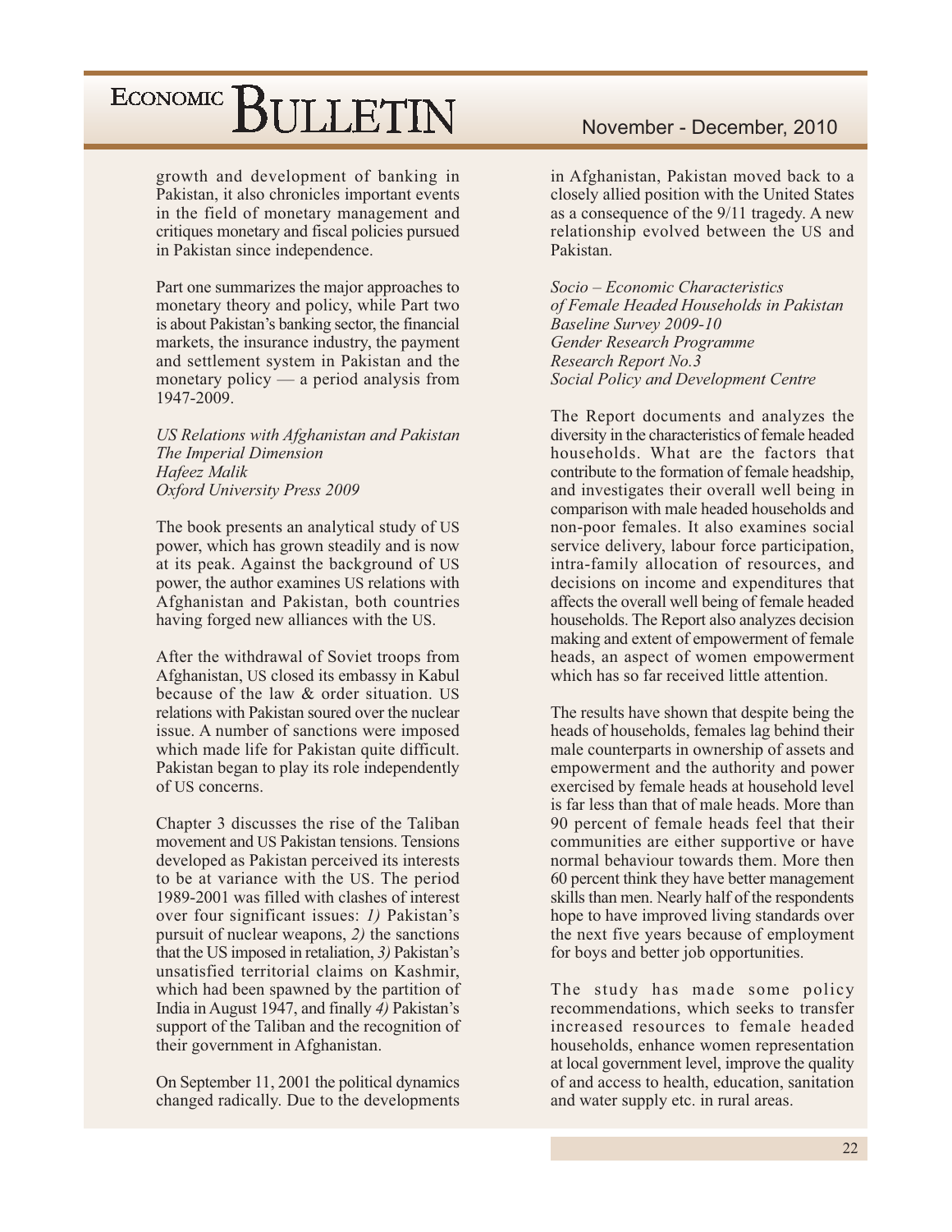growth and development of banking in Pakistan, it also chronicles important events in the field of monetary management and critiques monetary and fiscal policies pursued in Pakistan since independence.

Part one summarizes the major approaches to monetary theory and policy, while Part two is about Pakistan's banking sector, the financial markets, the insurance industry, the payment and settlement system in Pakistan and the monetary policy — a period analysis from 1947-2009.

*US Relations with Afghanistan and Pakistan*
*The Imperial Dimension*
*Hafeez Malik*
*Oxford University Press 2009*

The book presents an analytical study of US power, which has grown steadily and is now at its peak. Against the background of US power, the author examines US relations with Afghanistan and Pakistan, both countries having forged new alliances with the US.

After the withdrawal of Soviet troops from Afghanistan, US closed its embassy in Kabul because of the law & order situation. US relations with Pakistan soured over the nuclear issue. A number of sanctions were imposed which made life for Pakistan quite difficult. Pakistan began to play its role independently of US concerns.

Chapter 3 discusses the rise of the Taliban movement and US Pakistan tensions. Tensions developed as Pakistan perceived its interests to be at variance with the US. The period 1989-2001 was filled with clashes of interest over four significant issues: *1)* Pakistan's pursuit of nuclear weapons, *2)* the sanctions that the US imposed in retaliation, *3)* Pakistan's unsatisfied territorial claims on Kashmir, which had been spawned by the partition of India in August 1947, and finally *4)* Pakistan's support of the Taliban and the recognition of their government in Afghanistan.

On September 11, 2001 the political dynamics changed radically. Due to the developments in Afghanistan, Pakistan moved back to a closely allied position with the United States as a consequence of the 9/11 tragedy. A new relationship evolved between the US and Pakistan.

*Socio – Economic Characteristics*
*of Female Headed Households in Pakistan*
*Baseline Survey 2009-10*
*Gender Research Programme*
*Research Report No.3*
*Social Policy and Development Centre*

The Report documents and analyzes the diversity in the characteristics of female headed households. What are the factors that contribute to the formation of female headship, and investigates their overall well being in comparison with male headed households and non-poor females. It also examines social service delivery, labour force participation, intra-family allocation of resources, and decisions on income and expenditures that affects the overall well being of female headed households. The Report also analyzes decision making and extent of empowerment of female heads, an aspect of women empowerment which has so far received little attention.

The results have shown that despite being the heads of households, females lag behind their male counterparts in ownership of assets and empowerment and the authority and power exercised by female heads at household level is far less than that of male heads. More than 90 percent of female heads feel that their communities are either supportive or have normal behaviour towards them. More then 60 percent think they have better management skills than men. Nearly half of the respondents hope to have improved living standards over the next five years because of employment for boys and better job opportunities.

The study has made some policy recommendations, which seeks to transfer increased resources to female headed households, enhance women representation at local government level, improve the quality of and access to health, education, sanitation and water supply etc. in rural areas.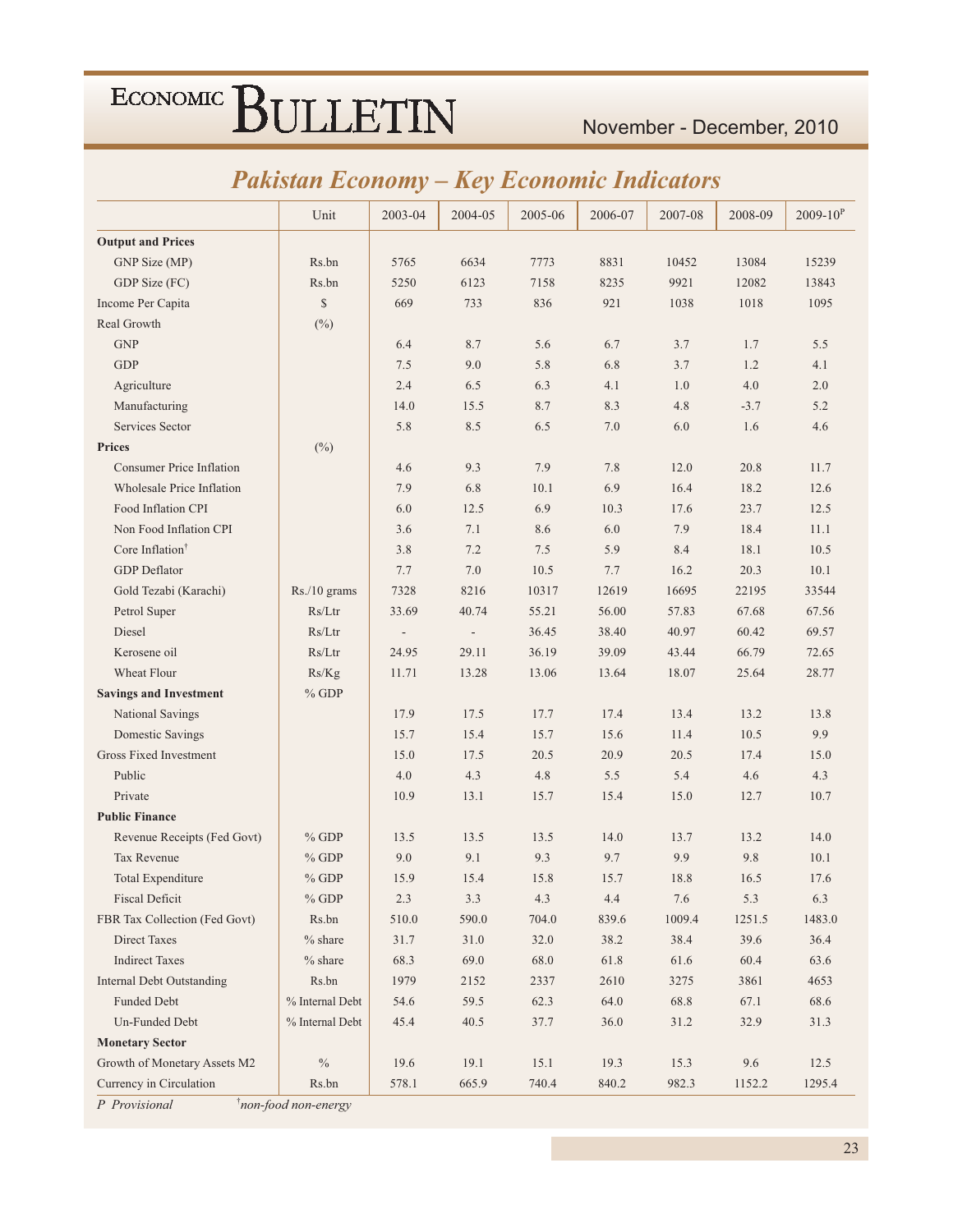## Pakistan Economy – Key Economic Indicators

| | Unit | 2003-04 | 2004-05 | 2005-06 | 2006-07 | 2007-08 | 2008-09 | 2009-10[P] |
|---|---|---|---|---|---|---|---|---|
| **Output and Prices** | | | | | | | | |
| GNP Size (MP) | Rs.bn | 5765 | 6634 | 7773 | 8831 | 10452 | 13084 | 15239 |
| GDP Size (FC) | Rs.bn | 5250 | 6123 | 7158 | 8235 | 9921 | 12082 | 13843 |
| Income Per Capita | $ | 669 | 733 | 836 | 921 | 1038 | 1018 | 1095 |
| Real Growth | (%) | | | | | | | |
| GNP | | 6.4 | 8.7 | 5.6 | 6.7 | 3.7 | 1.7 | 5.5 |
| GDP | | 7.5 | 9.0 | 5.8 | 6.8 | 3.7 | 1.2 | 4.1 |
| Agriculture | | 2.4 | 6.5 | 6.3 | 4.1 | 1.0 | 4.0 | 2.0 |
| Manufacturing | | 14.0 | 15.5 | 8.7 | 8.3 | 4.8 | -3.7 | 5.2 |
| Services Sector | | 5.8 | 8.5 | 6.5 | 7.0 | 6.0 | 1.6 | 4.6 |
| **Prices** | (%) | | | | | | | |
| Consumer Price Inflation | | 4.6 | 9.3 | 7.9 | 7.8 | 12.0 | 20.8 | 11.7 |
| Wholesale Price Inflation | | 7.9 | 6.8 | 10.1 | 6.9 | 16.4 | 18.2 | 12.6 |
| Food Inflation CPI | | 6.0 | 12.5 | 6.9 | 10.3 | 17.6 | 23.7 | 12.5 |
| Non Food Inflation CPI | | 3.6 | 7.1 | 8.6 | 6.0 | 7.9 | 18.4 | 11.1 |
| Core Inflation† | | 3.8 | 7.2 | 7.5 | 5.9 | 8.4 | 18.1 | 10.5 |
| GDP Deflator | | 7.7 | 7.0 | 10.5 | 7.7 | 16.2 | 20.3 | 10.1 |
| Gold Tezabi (Karachi) | Rs./10 grams | 7328 | 8216 | 10317 | 12619 | 16695 | 22195 | 33544 |
| Petrol Super | Rs/Ltr | 33.69 | 40.74 | 55.21 | 56.00 | 57.83 | 67.68 | 67.56 |
| Diesel | Rs/Ltr | - | - | 36.45 | 38.40 | 40.97 | 60.42 | 69.57 |
| Kerosene oil | Rs/Ltr | 24.95 | 29.11 | 36.19 | 39.09 | 43.44 | 66.79 | 72.65 |
| Wheat Flour | Rs/Kg | 11.71 | 13.28 | 13.06 | 13.64 | 18.07 | 25.64 | 28.77 |
| **Savings and Investment** | % GDP | | | | | | | |
| National Savings | | 17.9 | 17.5 | 17.7 | 17.4 | 13.4 | 13.2 | 13.8 |
| Domestic Savings | | 15.7 | 15.4 | 15.7 | 15.6 | 11.4 | 10.5 | 9.9 |
| Gross Fixed Investment | | 15.0 | 17.5 | 20.5 | 20.9 | 20.5 | 17.4 | 15.0 |
| Public | | 4.0 | 4.3 | 4.8 | 5.5 | 5.4 | 4.6 | 4.3 |
| Private | | 10.9 | 13.1 | 15.7 | 15.4 | 15.0 | 12.7 | 10.7 |
| **Public Finance** | | | | | | | | |
| Revenue Receipts (Fed Govt) | % GDP | 13.5 | 13.5 | 13.5 | 14.0 | 13.7 | 13.2 | 14.0 |
| Tax Revenue | % GDP | 9.0 | 9.1 | 9.3 | 9.7 | 9.9 | 9.8 | 10.1 |
| Total Expenditure | % GDP | 15.9 | 15.4 | 15.8 | 15.7 | 18.8 | 16.5 | 17.6 |
| Fiscal Deficit | % GDP | 2.3 | 3.3 | 4.3 | 4.4 | 7.6 | 5.3 | 6.3 |
| FBR Tax Collection (Fed Govt) | Rs.bn | 510.0 | 590.0 | 704.0 | 839.6 | 1009.4 | 1251.5 | 1483.0 |
| Direct Taxes | % share | 31.7 | 31.0 | 32.0 | 38.2 | 38.4 | 39.6 | 36.4 |
| Indirect Taxes | % share | 68.3 | 69.0 | 68.0 | 61.8 | 61.6 | 60.4 | 63.6 |
| Internal Debt Outstanding | Rs.bn | 1979 | 2152 | 2337 | 2610 | 3275 | 3861 | 4653 |
| Funded Debt | % Internal Debt | 54.6 | 59.5 | 62.3 | 64.0 | 68.8 | 67.1 | 68.6 |
| Un-Funded Debt | % Internal Debt | 45.4 | 40.5 | 37.7 | 36.0 | 31.2 | 32.9 | 31.3 |
| **Monetary Sector** | | | | | | | | |
| Growth of Monetary Assets M2 | % | 19.6 | 19.1 | 15.1 | 19.3 | 15.3 | 9.6 | 12.5 |
| Currency in Circulation | Rs.bn | 578.1 | 665.9 | 740.4 | 840.2 | 982.3 | 1152.2 | 1295.4 |

*P Provisional* — *†non-food non-energy*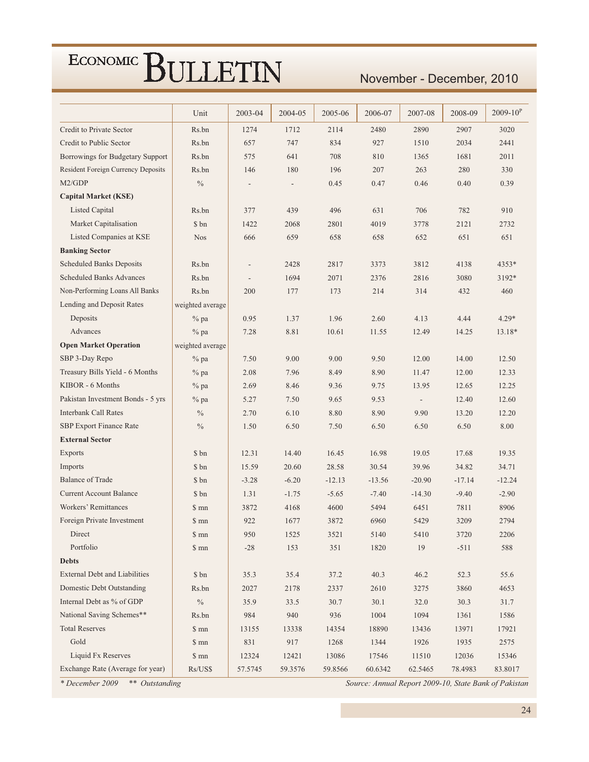| | Unit | 2003-04 | 2004-05 | 2005-06 | 2006-07 | 2007-08 | 2008-09 | 2009-10[P] |
|---|---|---|---|---|---|---|---|---|
| Credit to Private Sector | Rs.bn | 1274 | 1712 | 2114 | 2480 | 2890 | 2907 | 3020 |
| Credit to Public Sector | Rs.bn | 657 | 747 | 834 | 927 | 1510 | 2034 | 2441 |
| Borrowings for Budgetary Support | Rs.bn | 575 | 641 | 708 | 810 | 1365 | 1681 | 2011 |
| Resident Foreign Currency Deposits | Rs.bn | 146 | 180 | 196 | 207 | 263 | 280 | 330 |
| M2/GDP | % | - | - | 0.45 | 0.47 | 0.46 | 0.40 | 0.39 |
| **Capital Market (KSE)** | | | | | | | | |
| Listed Capital | Rs.bn | 377 | 439 | 496 | 631 | 706 | 782 | 910 |
| Market Capitalisation | $ bn | 1422 | 2068 | 2801 | 4019 | 3778 | 2121 | 2732 |
| Listed Companies at KSE | Nos | 666 | 659 | 658 | 658 | 652 | 651 | 651 |
| **Banking Sector** | | | | | | | | |
| Scheduled Banks Deposits | Rs.bn | - | 2428 | 2817 | 3373 | 3812 | 4138 | 4353* |
| Scheduled Banks Advances | Rs.bn | - | 1694 | 2071 | 2376 | 2816 | 3080 | 3192* |
| Non-Performing Loans All Banks | Rs.bn | 200 | 177 | 173 | 214 | 314 | 432 | 460 |
| Lending and Deposit Rates | weighted average | | | | | | | |
| Deposits | % pa | 0.95 | 1.37 | 1.96 | 2.60 | 4.13 | 4.44 | 4.29* |
| Advances | % pa | 7.28 | 8.81 | 10.61 | 11.55 | 12.49 | 14.25 | 13.18* |
| **Open Market Operation** | weighted average | | | | | | | |
| SBP 3-Day Repo | % pa | 7.50 | 9.00 | 9.00 | 9.50 | 12.00 | 14.00 | 12.50 |
| Treasury Bills Yield - 6 Months | % pa | 2.08 | 7.96 | 8.49 | 8.90 | 11.47 | 12.00 | 12.33 |
| KIBOR - 6 Months | % pa | 2.69 | 8.46 | 9.36 | 9.75 | 13.95 | 12.65 | 12.25 |
| Pakistan Investment Bonds - 5 yrs | % pa | 5.27 | 7.50 | 9.65 | 9.53 | - | 12.40 | 12.60 |
| Interbank Call Rates | % | 2.70 | 6.10 | 8.80 | 8.90 | 9.90 | 13.20 | 12.20 |
| SBP Export Finance Rate | % | 1.50 | 6.50 | 7.50 | 6.50 | 6.50 | 6.50 | 8.00 |
| **External Sector** | | | | | | | | |
| Exports | $ bn | 12.31 | 14.40 | 16.45 | 16.98 | 19.05 | 17.68 | 19.35 |
| Imports | $ bn | 15.59 | 20.60 | 28.58 | 30.54 | 39.96 | 34.82 | 34.71 |
| Balance of Trade | $ bn | -3.28 | -6.20 | -12.13 | -13.56 | -20.90 | -17.14 | -12.24 |
| Current Account Balance | $ bn | 1.31 | -1.75 | -5.65 | -7.40 | -14.30 | -9.40 | -2.90 |
| Workers' Remittances | $ mn | 3872 | 4168 | 4600 | 5494 | 6451 | 7811 | 8906 |
| Foreign Private Investment | $ mn | 922 | 1677 | 3872 | 6960 | 5429 | 3209 | 2794 |
| Direct | $ mn | 950 | 1525 | 3521 | 5140 | 5410 | 3720 | 2206 |
| Portfolio | $ mn | -28 | 153 | 351 | 1820 | 19 | -511 | 588 |
| **Debts** | | | | | | | | |
| External Debt and Liabilities | $ bn | 35.3 | 35.4 | 37.2 | 40.3 | 46.2 | 52.3 | 55.6 |
| Domestic Debt Outstanding | Rs.bn | 2027 | 2178 | 2337 | 2610 | 3275 | 3860 | 4653 |
| Internal Debt as % of GDP | % | 35.9 | 33.5 | 30.7 | 30.1 | 32.0 | 30.3 | 31.7 |
| National Saving Schemes** | Rs.bn | 984 | 940 | 936 | 1004 | 1094 | 1361 | 1586 |
| Total Reserves | $ mn | 13155 | 13338 | 14354 | 18890 | 13436 | 13971 | 17921 |
| Gold | $ mn | 831 | 917 | 1268 | 1344 | 1926 | 1935 | 2575 |
| Liquid Fx Reserves | $ mn | 12324 | 12421 | 13086 | 17546 | 11510 | 12036 | 15346 |
| Exchange Rate (Average for year) | Rs/US$ | 57.5745 | 59.3576 | 59.8566 | 60.6342 | 62.5465 | 78.4983 | 83.8017 |

*\* December 2009    \*\* Outstanding*

*Source: Annual Report 2009-10, State Bank of Pakistan*